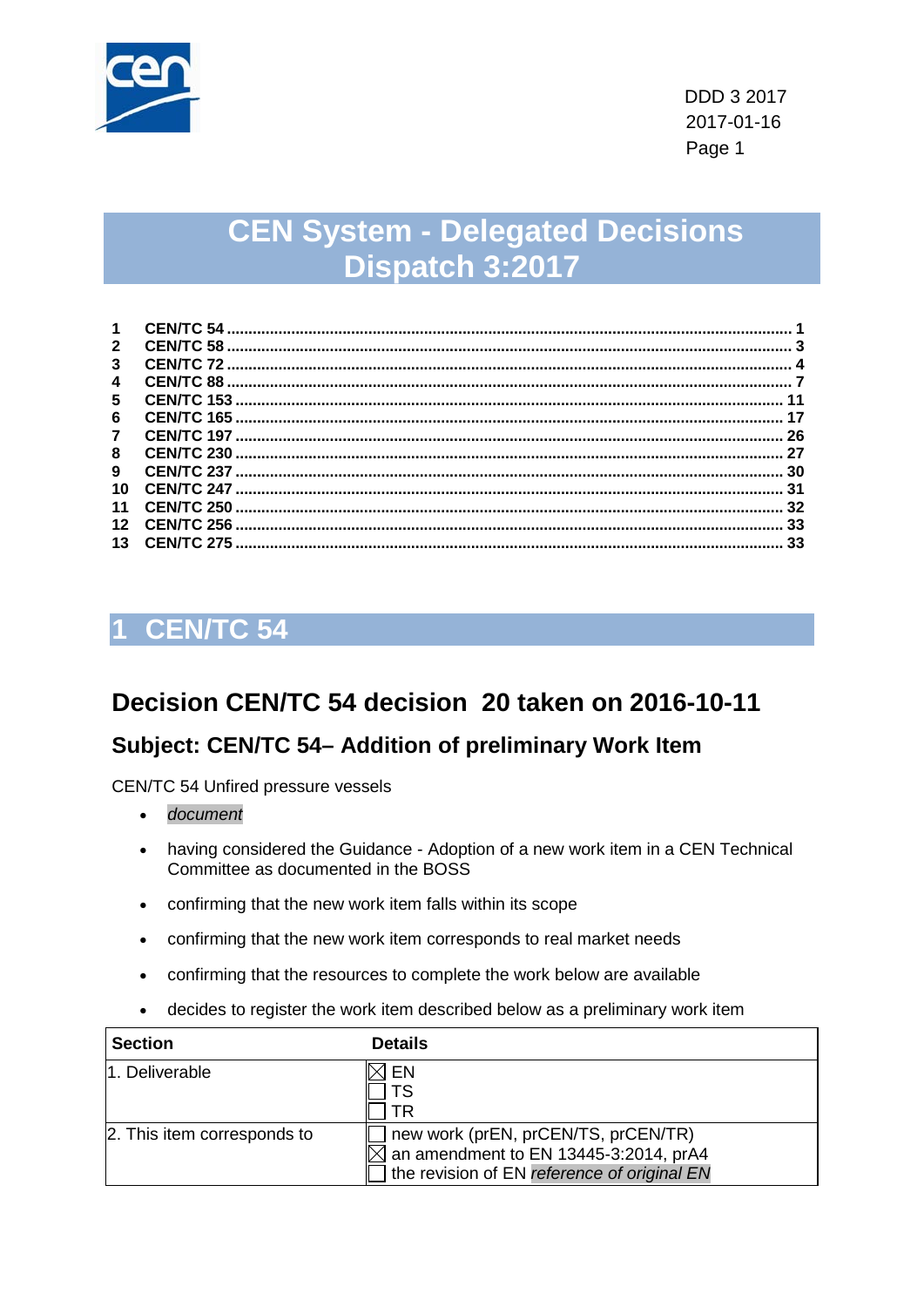DDD 3 2017
2017-01-16

# CEN System - Delegated Decisions Dispatch 3:2017

1 CEN/TC 54 ........ 1
2 CEN/TC 58 ........ 3
3 CEN/TC 72 ........ 4
4 CEN/TC 88 ........ 7
5 CEN/TC 153 ........ 11
6 CEN/TC 165 ........ 17
7 CEN/TC 197 ........ 26
8 CEN/TC 230 ........ 27
9 CEN/TC 237 ........ 30
10 CEN/TC 247 ........ 31
11 CEN/TC 250 ........ 32
12 CEN/TC 256 ........ 33
13 CEN/TC 275 ........ 33

# 1 CEN/TC 54

## Decision CEN/TC 54 decision 20 taken on 2016-10-11

### Subject: CEN/TC 54– Addition of preliminary Work Item

CEN/TC 54 Unfired pressure vessels

- *document*
- having considered the Guidance - Adoption of a new work item in a CEN Technical Committee as documented in the BOSS
- confirming that the new work item falls within its scope
- confirming that the new work item corresponds to real market needs
- confirming that the resources to complete the work below are available
- decides to register the work item described below as a preliminary work item

| Section | Details |
|---|---|
| 1. Deliverable | ☒ EN<br>☐ TS<br>☐ TR |
| 2. This item corresponds to | ☐ new work (prEN, prCEN/TS, prCEN/TR)<br>☒ an amendment to EN 13445-3:2014, prA4<br>☐ the revision of EN *reference of original EN* |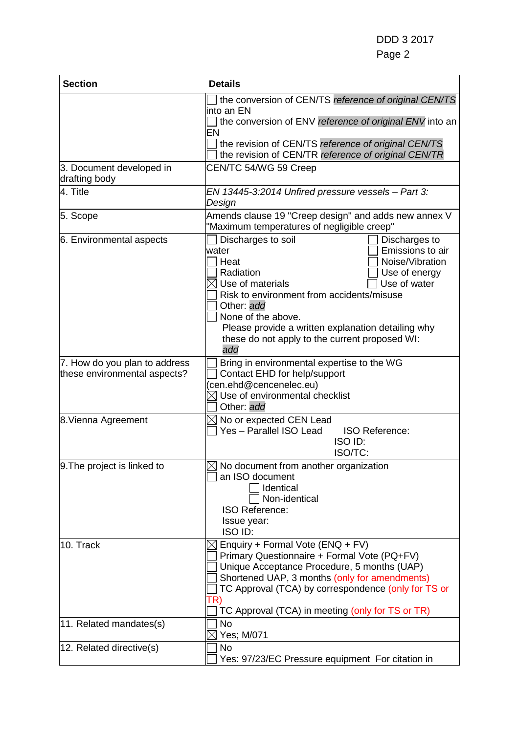| Section | Details |
| --- | --- |
| | ☐ the conversion of CEN/TS *reference of original CEN/TS* into an EN<br>☐ the conversion of ENV *reference of original ENV* into an EN<br>☐ the revision of CEN/TS *reference of original CEN/TS*<br>☐ the revision of CEN/TR *reference of original CEN/TR* |
| 3. Document developed in drafting body | CEN/TC 54/WG 59 Creep |
| 4. Title | *EN 13445-3:2014 Unfired pressure vessels – Part 3: Design* |
| 5. Scope | Amends clause 19 "Creep design" and adds new annex V "Maximum temperatures of negligible creep" |
| 6. Environmental aspects | ☐ Discharges to soil<br>☐ Discharges to water<br>☐ Emissions to air<br>☐ Heat<br>☐ Noise/Vibration<br>☐ Radiation<br>☐ Use of energy<br>☒ Use of materials<br>☐ Use of water<br>☐ Risk to environment from accidents/misuse<br>☐ Other: *add*<br>☐ None of the above.<br>Please provide a written explanation detailing why these do not apply to the current proposed WI: *add* |
| 7. How do you plan to address these environmental aspects? | ☐ Bring in environmental expertise to the WG<br>☐ Contact EHD for help/support (cen.ehd@cencenelec.eu)<br>☒ Use of environmental checklist<br>☐ Other: *add* |
| 8.Vienna Agreement | ☒ No or expected CEN Lead<br>☐ Yes – Parallel ISO Lead ISO Reference:<br>ISO ID:<br>ISO/TC: |
| 9.The project is linked to | ☒ No document from another organization<br>☐ an ISO document<br>☐ Identical<br>☐ Non-identical<br>ISO Reference:<br>Issue year:<br>ISO ID: |
| 10. Track | ☒ Enquiry + Formal Vote (ENQ + FV)<br>☐ Primary Questionnaire + Formal Vote (PQ+FV)<br>☐ Unique Acceptance Procedure, 5 months (UAP)<br>☐ Shortened UAP, 3 months (only for amendments)<br>☐ TC Approval (TCA) by correspondence (only for TS or TR)<br>☐ TC Approval (TCA) in meeting (only for TS or TR) |
| 11. Related mandates(s) | ☐ No<br>☒ Yes; M/071 |
| 12. Related directive(s) | ☐ No<br>☐ Yes: 97/23/EC Pressure equipment For citation in |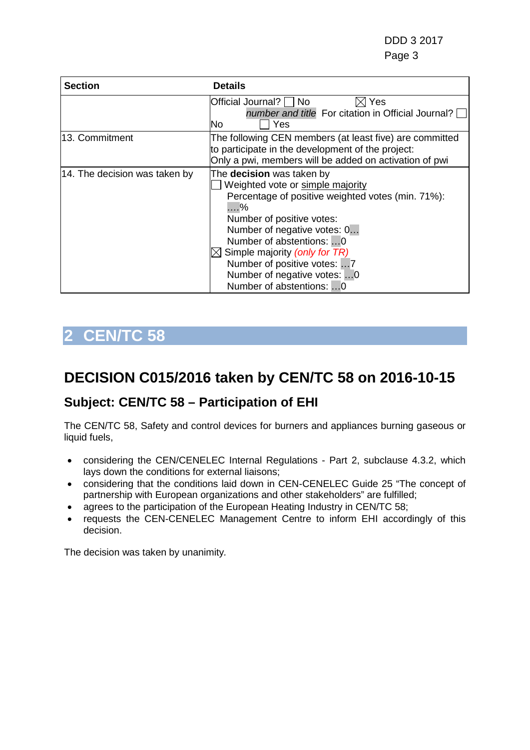| Section | Details |
| --- | --- |
| | Official Journal? ☐ No ☒ Yes<br>*number and title* For citation in Official Journal? ☐ No ☐ Yes |
| 13. Commitment | The following CEN members (at least five) are committed to participate in the development of the project:<br>Only a pwi, members will be added on activation of pwi |
| 14. The decision was taken by | The **decision** was taken by<br>☐ Weighted vote or simple majority<br>Percentage of positive weighted votes (min. 71%): ….%<br>Number of positive votes:<br>Number of negative votes: 0…<br>Number of abstentions: …0<br>☒ Simple majority *(only for TR)*<br>Number of positive votes: …7<br>Number of negative votes: …0<br>Number of abstentions: …0 |

# 2 CEN/TC 58

## DECISION C015/2016 taken by CEN/TC 58 on 2016-10-15

### Subject: CEN/TC 58 – Participation of EHI

The CEN/TC 58, Safety and control devices for burners and appliances burning gaseous or liquid fuels,

- considering the CEN/CENELEC Internal Regulations - Part 2, subclause 4.3.2, which lays down the conditions for external liaisons;
- considering that the conditions laid down in CEN-CENELEC Guide 25 "The concept of partnership with European organizations and other stakeholders" are fulfilled;
- agrees to the participation of the European Heating Industry in CEN/TC 58;
- requests the CEN-CENELEC Management Centre to inform EHI accordingly of this decision.

The decision was taken by unanimity.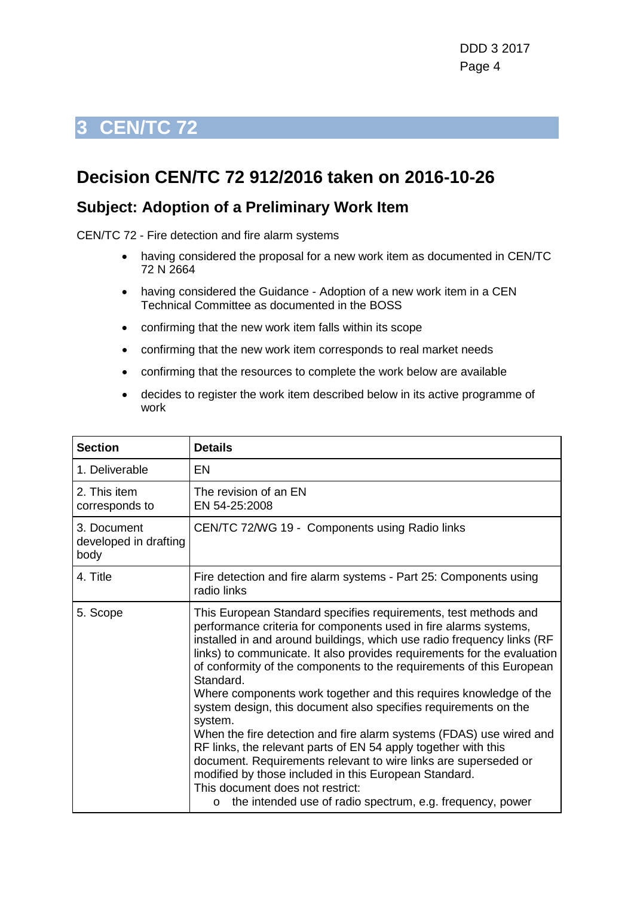# 3 CEN/TC 72

## Decision CEN/TC 72 912/2016 taken on 2016-10-26

### Subject: Adoption of a Preliminary Work Item

CEN/TC 72 - Fire detection and fire alarm systems

- having considered the proposal for a new work item as documented in CEN/TC 72 N 2664
- having considered the Guidance - Adoption of a new work item in a CEN Technical Committee as documented in the BOSS
- confirming that the new work item falls within its scope
- confirming that the new work item corresponds to real market needs
- confirming that the resources to complete the work below are available
- decides to register the work item described below in its active programme of work

| Section | Details |
|---|---|
| 1. Deliverable | EN |
| 2. This item corresponds to | The revision of an EN<br>EN 54-25:2008 |
| 3. Document developed in drafting body | CEN/TC 72/WG 19 - Components using Radio links |
| 4. Title | Fire detection and fire alarm systems - Part 25: Components using radio links |
| 5. Scope | This European Standard specifies requirements, test methods and performance criteria for components used in fire alarms systems, installed in and around buildings, which use radio frequency links (RF links) to communicate. It also provides requirements for the evaluation of conformity of the components to the requirements of this European Standard.<br>Where components work together and this requires knowledge of the system design, this document also specifies requirements on the system.<br>When the fire detection and fire alarm systems (FDAS) use wired and RF links, the relevant parts of EN 54 apply together with this document. Requirements relevant to wire links are superseded or modified by those included in this European Standard.<br>This document does not restrict:<br>o the intended use of radio spectrum, e.g. frequency, power |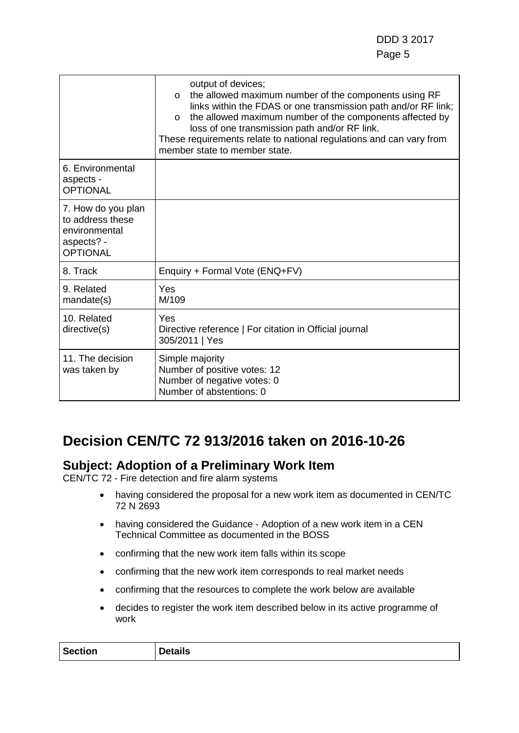| | |
|---|---|
| | output of devices;<br>o the allowed maximum number of the components using RF links within the FDAS or one transmission path and/or RF link;<br>o the allowed maximum number of the components affected by loss of one transmission path and/or RF link.<br>These requirements relate to national regulations and can vary from member state to member state. |
| 6. Environmental aspects - OPTIONAL | |
| 7. How do you plan to address these environmental aspects? - OPTIONAL | |
| 8. Track | Enquiry + Formal Vote (ENQ+FV) |
| 9. Related mandate(s) | Yes<br>M/109 |
| 10. Related directive(s) | Yes<br>Directive reference \| For citation in Official journal<br>305/2011 \| Yes |
| 11. The decision was taken by | Simple majority<br>Number of positive votes: 12<br>Number of negative votes: 0<br>Number of abstentions: 0 |

# Decision CEN/TC 72 913/2016 taken on 2016-10-26

## Subject: Adoption of a Preliminary Work Item

CEN/TC 72 - Fire detection and fire alarm systems

- having considered the proposal for a new work item as documented in CEN/TC 72 N 2693
- having considered the Guidance - Adoption of a new work item in a CEN Technical Committee as documented in the BOSS
- confirming that the new work item falls within its scope
- confirming that the new work item corresponds to real market needs
- confirming that the resources to complete the work below are available
- decides to register the work item described below in its active programme of work

| Section | Details |
|---|---|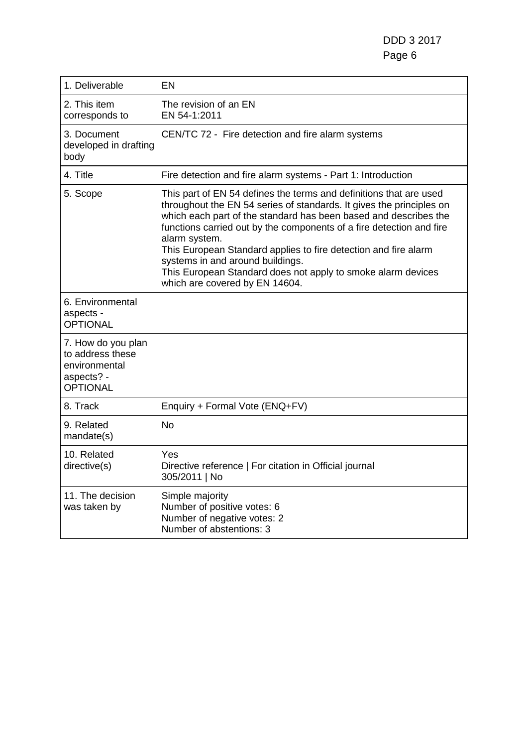| 1. Deliverable | EN |
|---|---|
| 2. This item corresponds to | The revision of an EN<br>EN 54-1:2011 |
| 3. Document developed in drafting body | CEN/TC 72 - Fire detection and fire alarm systems |
| 4. Title | Fire detection and fire alarm systems - Part 1: Introduction |
| 5. Scope | This part of EN 54 defines the terms and definitions that are used throughout the EN 54 series of standards. It gives the principles on which each part of the standard has been based and describes the functions carried out by the components of a fire detection and fire alarm system.<br>This European Standard applies to fire detection and fire alarm systems in and around buildings.<br>This European Standard does not apply to smoke alarm devices which are covered by EN 14604. |
| 6. Environmental aspects - OPTIONAL | |
| 7. How do you plan to address these environmental aspects? - OPTIONAL | |
| 8. Track | Enquiry + Formal Vote (ENQ+FV) |
| 9. Related mandate(s) | No |
| 10. Related directive(s) | Yes<br>Directive reference \| For citation in Official journal<br>305/2011 \| No |
| 11. The decision was taken by | Simple majority<br>Number of positive votes: 6<br>Number of negative votes: 2<br>Number of abstentions: 3 |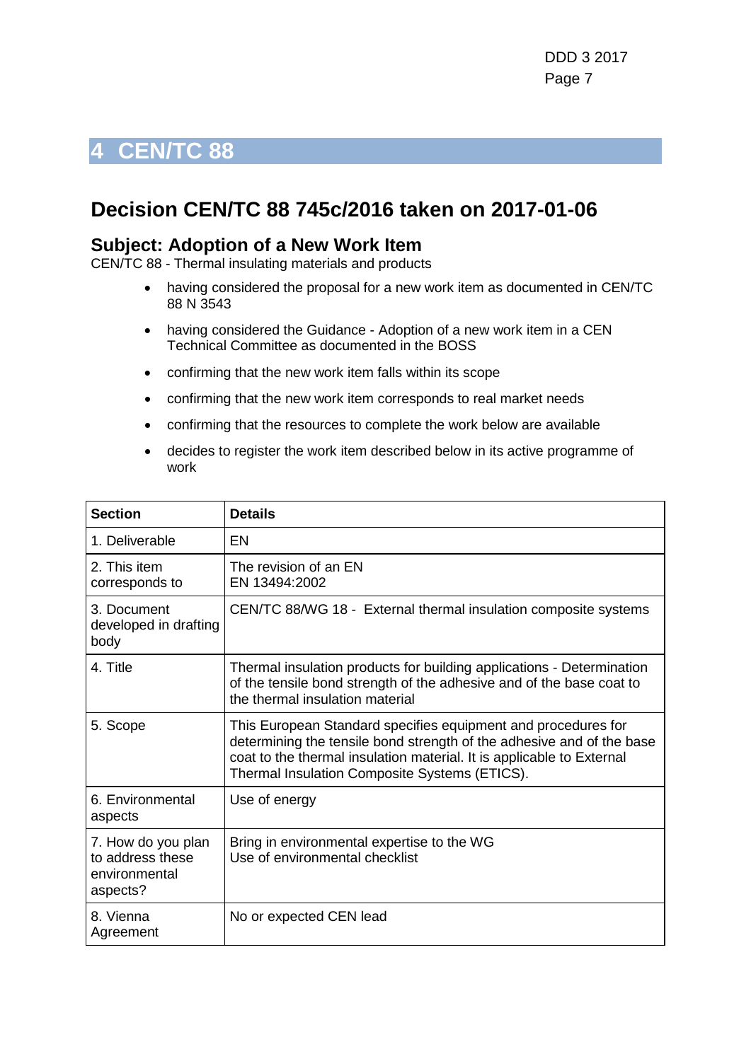# 4 CEN/TC 88

## Decision CEN/TC 88 745c/2016 taken on 2017-01-06

### Subject: Adoption of a New Work Item

CEN/TC 88 - Thermal insulating materials and products

- having considered the proposal for a new work item as documented in CEN/TC 88 N 3543
- having considered the Guidance - Adoption of a new work item in a CEN Technical Committee as documented in the BOSS
- confirming that the new work item falls within its scope
- confirming that the new work item corresponds to real market needs
- confirming that the resources to complete the work below are available
- decides to register the work item described below in its active programme of work

| Section | Details |
|---|---|
| 1. Deliverable | EN |
| 2. This item corresponds to | The revision of an EN<br>EN 13494:2002 |
| 3. Document developed in drafting body | CEN/TC 88/WG 18 - External thermal insulation composite systems |
| 4. Title | Thermal insulation products for building applications - Determination of the tensile bond strength of the adhesive and of the base coat to the thermal insulation material |
| 5. Scope | This European Standard specifies equipment and procedures for determining the tensile bond strength of the adhesive and of the base coat to the thermal insulation material. It is applicable to External Thermal Insulation Composite Systems (ETICS). |
| 6. Environmental aspects | Use of energy |
| 7. How do you plan to address these environmental aspects? | Bring in environmental expertise to the WG<br>Use of environmental checklist |
| 8. Vienna Agreement | No or expected CEN lead |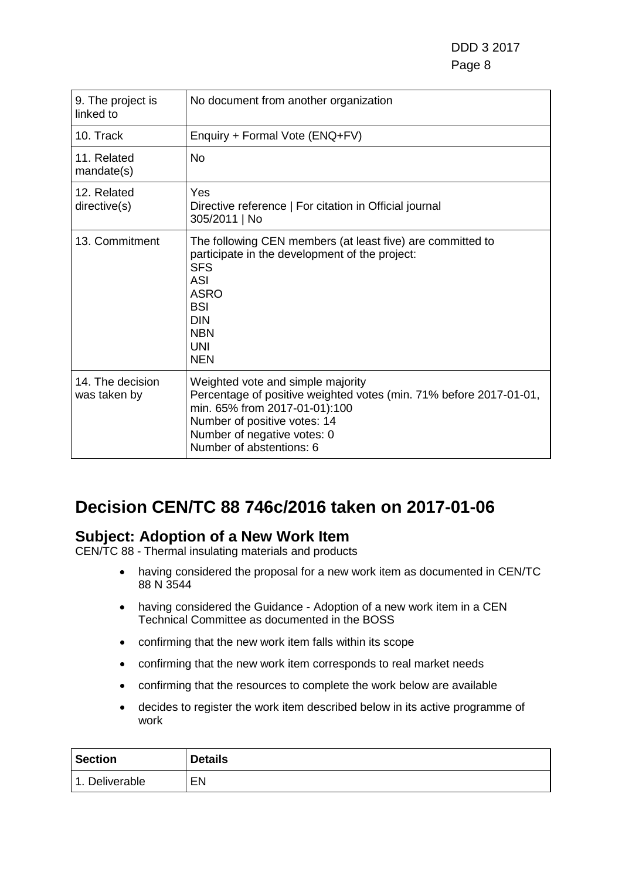| | |
|---|---|
| 9. The project is linked to | No document from another organization |
| 10. Track | Enquiry + Formal Vote (ENQ+FV) |
| 11. Related mandate(s) | No |
| 12. Related directive(s) | Yes<br>Directive reference \| For citation in Official journal<br>305/2011 \| No |
| 13. Commitment | The following CEN members (at least five) are committed to participate in the development of the project:<br>SFS<br>ASI<br>ASRO<br>BSI<br>DIN<br>NBN<br>UNI<br>NEN |
| 14. The decision was taken by | Weighted vote and simple majority<br>Percentage of positive weighted votes (min. 71% before 2017-01-01, min. 65% from 2017-01-01):100<br>Number of positive votes: 14<br>Number of negative votes: 0<br>Number of abstentions: 6 |

# Decision CEN/TC 88 746c/2016 taken on 2017-01-06

## Subject: Adoption of a New Work Item

CEN/TC 88 - Thermal insulating materials and products

- having considered the proposal for a new work item as documented in CEN/TC 88 N 3544
- having considered the Guidance - Adoption of a new work item in a CEN Technical Committee as documented in the BOSS
- confirming that the new work item falls within its scope
- confirming that the new work item corresponds to real market needs
- confirming that the resources to complete the work below are available
- decides to register the work item described below in its active programme of work

| Section | Details |
|---|---|
| 1. Deliverable | EN |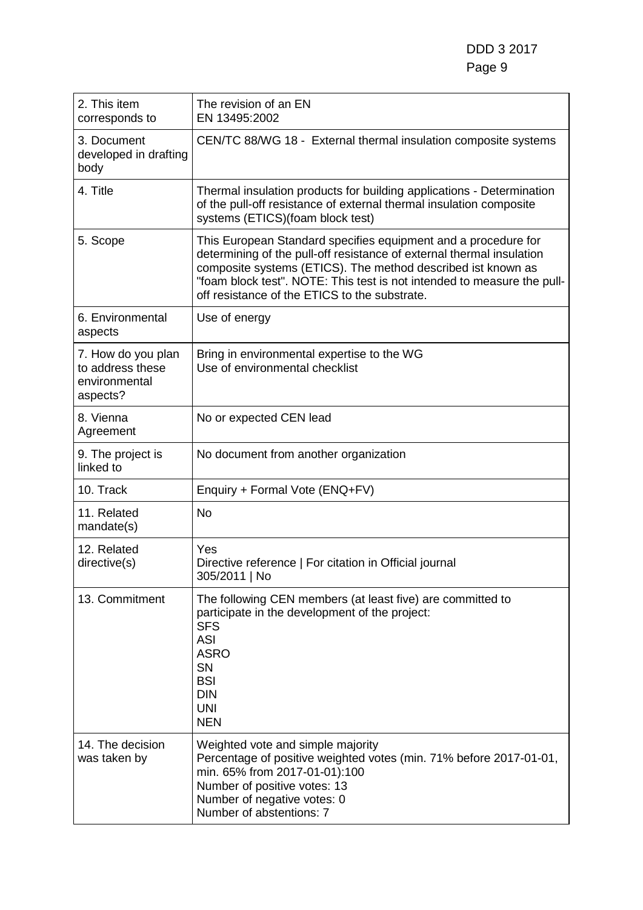| 2. This item corresponds to | The revision of an EN<br>EN 13495:2002 |
|---|---|
| 3. Document developed in drafting body | CEN/TC 88/WG 18 - External thermal insulation composite systems |
| 4. Title | Thermal insulation products for building applications - Determination of the pull-off resistance of external thermal insulation composite systems (ETICS)(foam block test) |
| 5. Scope | This European Standard specifies equipment and a procedure for determining of the pull-off resistance of external thermal insulation composite systems (ETICS). The method described ist known as "foam block test". NOTE: This test is not intended to measure the pull-off resistance of the ETICS to the substrate. |
| 6. Environmental aspects | Use of energy |
| 7. How do you plan to address these environmental aspects? | Bring in environmental expertise to the WG<br>Use of environmental checklist |
| 8. Vienna Agreement | No or expected CEN lead |
| 9. The project is linked to | No document from another organization |
| 10. Track | Enquiry + Formal Vote (ENQ+FV) |
| 11. Related mandate(s) | No |
| 12. Related directive(s) | Yes<br>Directive reference \| For citation in Official journal<br>305/2011 \| No |
| 13. Commitment | The following CEN members (at least five) are committed to participate in the development of the project:<br>SFS<br>ASI<br>ASRO<br>SN<br>BSI<br>DIN<br>UNI<br>NEN |
| 14. The decision was taken by | Weighted vote and simple majority<br>Percentage of positive weighted votes (min. 71% before 2017-01-01, min. 65% from 2017-01-01):100<br>Number of positive votes: 13<br>Number of negative votes: 0<br>Number of abstentions: 7 |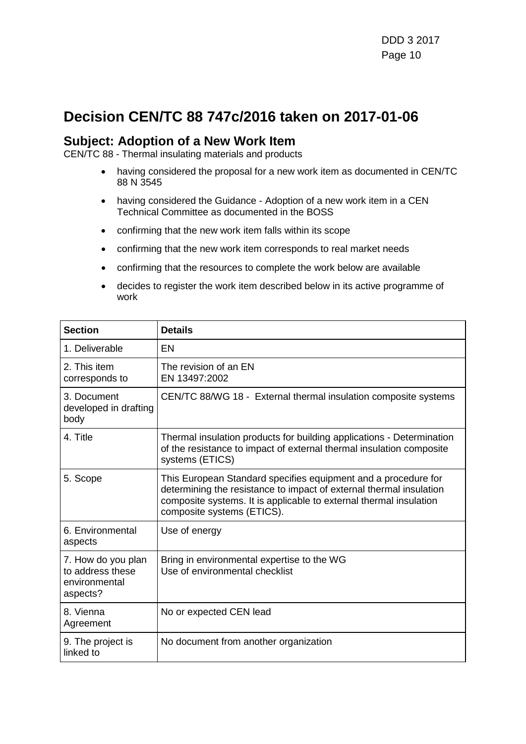# Decision CEN/TC 88 747c/2016 taken on 2017-01-06

## Subject: Adoption of a New Work Item

CEN/TC 88 - Thermal insulating materials and products

- having considered the proposal for a new work item as documented in CEN/TC 88 N 3545
- having considered the Guidance - Adoption of a new work item in a CEN Technical Committee as documented in the BOSS
- confirming that the new work item falls within its scope
- confirming that the new work item corresponds to real market needs
- confirming that the resources to complete the work below are available
- decides to register the work item described below in its active programme of work

| Section | Details |
|---|---|
| 1. Deliverable | EN |
| 2. This item corresponds to | The revision of an EN<br>EN 13497:2002 |
| 3. Document developed in drafting body | CEN/TC 88/WG 18 - External thermal insulation composite systems |
| 4. Title | Thermal insulation products for building applications - Determination of the resistance to impact of external thermal insulation composite systems (ETICS) |
| 5. Scope | This European Standard specifies equipment and a procedure for determining the resistance to impact of external thermal insulation composite systems. It is applicable to external thermal insulation composite systems (ETICS). |
| 6. Environmental aspects | Use of energy |
| 7. How do you plan to address these environmental aspects? | Bring in environmental expertise to the WG<br>Use of environmental checklist |
| 8. Vienna Agreement | No or expected CEN lead |
| 9. The project is linked to | No document from another organization |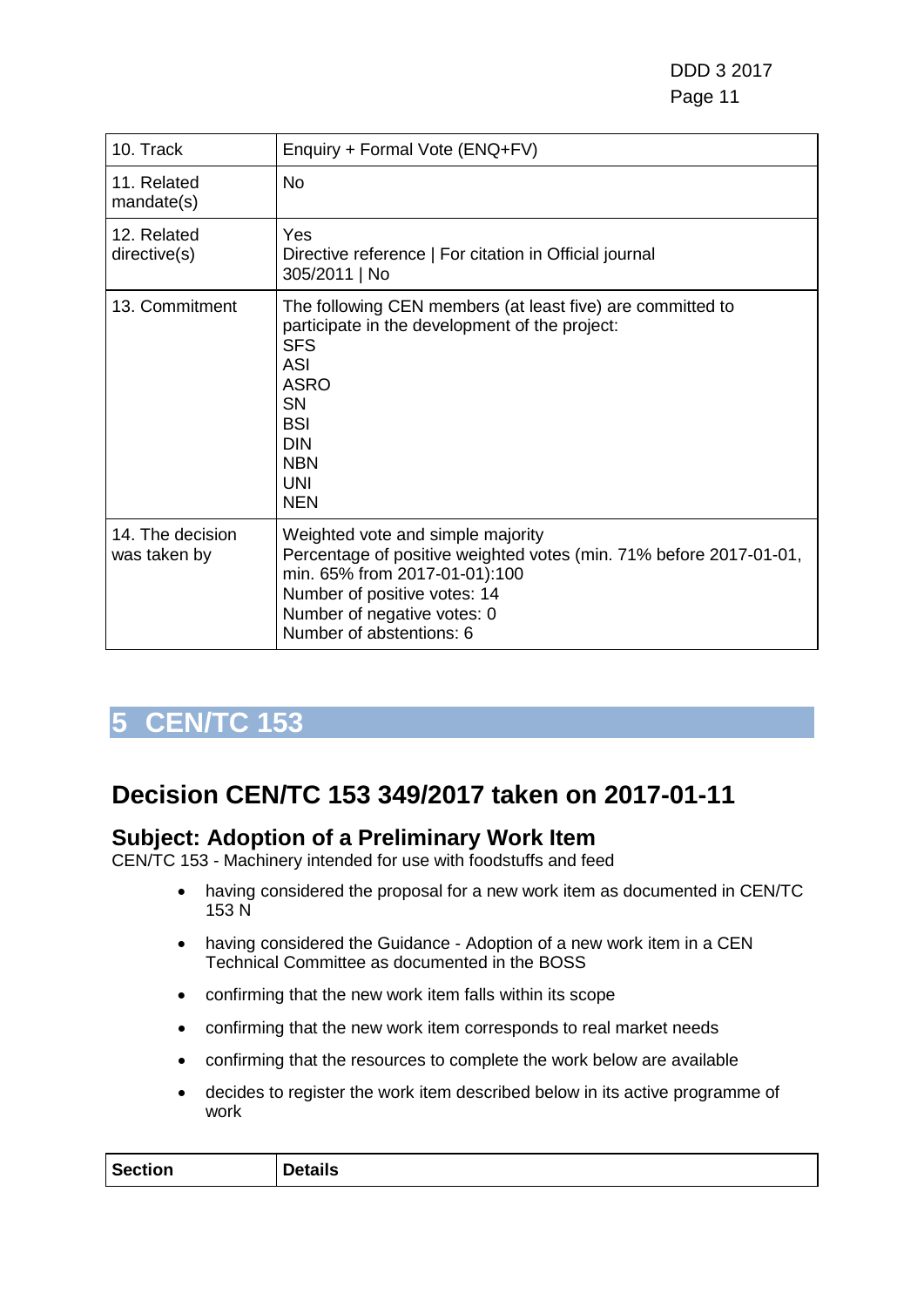| | |
|---|---|
| 10. Track | Enquiry + Formal Vote (ENQ+FV) |
| 11. Related mandate(s) | No |
| 12. Related directive(s) | Yes<br>Directive reference \| For citation in Official journal<br>305/2011 \| No |
| 13. Commitment | The following CEN members (at least five) are committed to participate in the development of the project:<br>SFS<br>ASI<br>ASRO<br>SN<br>BSI<br>DIN<br>NBN<br>UNI<br>NEN |
| 14. The decision was taken by | Weighted vote and simple majority<br>Percentage of positive weighted votes (min. 71% before 2017-01-01, min. 65% from 2017-01-01):100<br>Number of positive votes: 14<br>Number of negative votes: 0<br>Number of abstentions: 6 |

# 5 CEN/TC 153

## Decision CEN/TC 153 349/2017 taken on 2017-01-11

### Subject: Adoption of a Preliminary Work Item

CEN/TC 153 - Machinery intended for use with foodstuffs and feed

- having considered the proposal for a new work item as documented in CEN/TC 153 N
- having considered the Guidance - Adoption of a new work item in a CEN Technical Committee as documented in the BOSS
- confirming that the new work item falls within its scope
- confirming that the new work item corresponds to real market needs
- confirming that the resources to complete the work below are available
- decides to register the work item described below in its active programme of work

| **Section** | **Details** |
|---|---|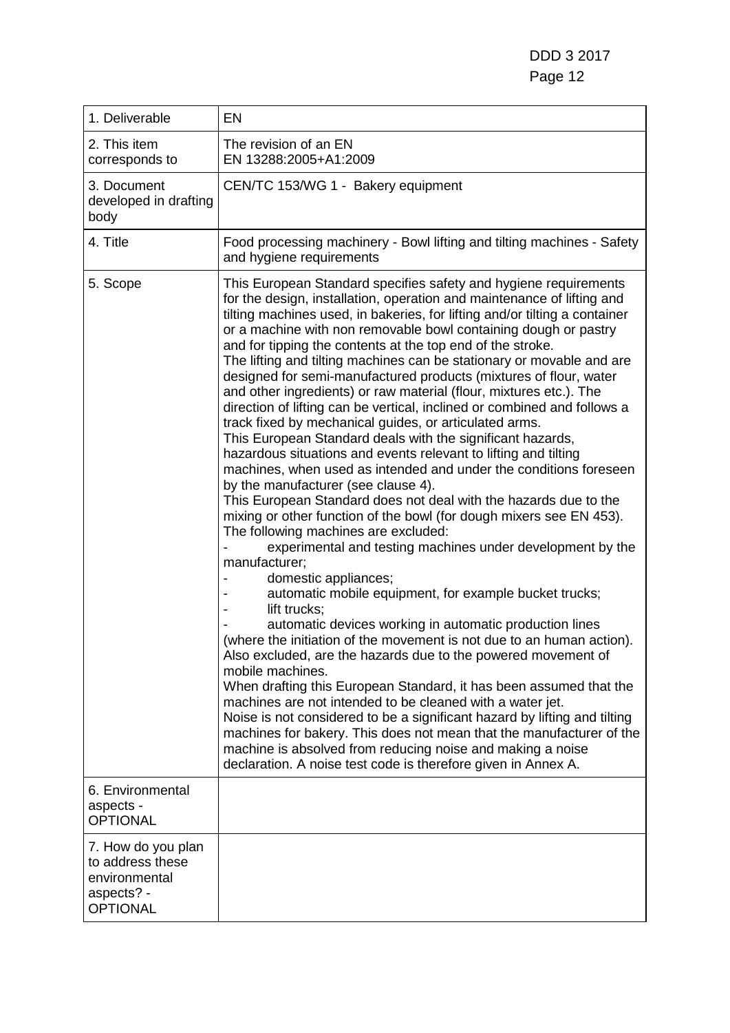| 1. Deliverable | EN |
|---|---|
| 2. This item corresponds to | The revision of an EN<br>EN 13288:2005+A1:2009 |
| 3. Document developed in drafting body | CEN/TC 153/WG 1 - Bakery equipment |
| 4. Title | Food processing machinery - Bowl lifting and tilting machines - Safety and hygiene requirements |
| 5. Scope | This European Standard specifies safety and hygiene requirements for the design, installation, operation and maintenance of lifting and tilting machines used, in bakeries, for lifting and/or tilting a container or a machine with non removable bowl containing dough or pastry and for tipping the contents at the top end of the stroke.<br>The lifting and tilting machines can be stationary or movable and are designed for semi-manufactured products (mixtures of flour, water and other ingredients) or raw material (flour, mixtures etc.). The direction of lifting can be vertical, inclined or combined and follows a track fixed by mechanical guides, or articulated arms.<br>This European Standard deals with the significant hazards, hazardous situations and events relevant to lifting and tilting machines, when used as intended and under the conditions foreseen by the manufacturer (see clause 4).<br>This European Standard does not deal with the hazards due to the mixing or other function of the bowl (for dough mixers see EN 453).<br>The following machines are excluded:<br>- experimental and testing machines under development by the manufacturer;<br>- domestic appliances;<br>- automatic mobile equipment, for example bucket trucks;<br>- lift trucks;<br>- automatic devices working in automatic production lines (where the initiation of the movement is not due to an human action).<br>Also excluded, are the hazards due to the powered movement of mobile machines.<br>When drafting this European Standard, it has been assumed that the machines are not intended to be cleaned with a water jet.<br>Noise is not considered to be a significant hazard by lifting and tilting machines for bakery. This does not mean that the manufacturer of the machine is absolved from reducing noise and making a noise declaration. A noise test code is therefore given in Annex A. |
| 6. Environmental aspects - OPTIONAL | |
| 7. How do you plan to address these environmental aspects? - OPTIONAL | |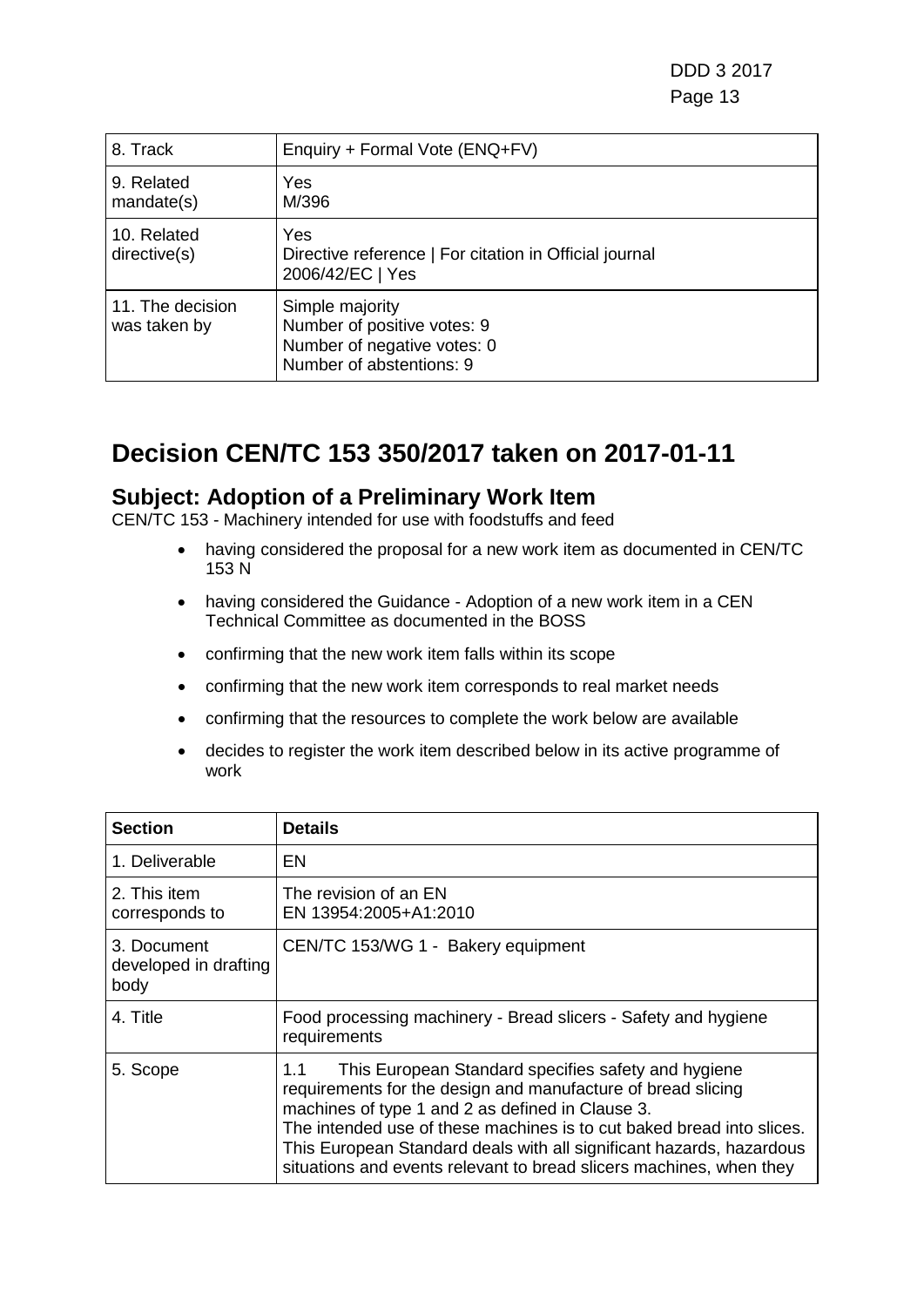| | |
|---|---|
| 8. Track | Enquiry + Formal Vote (ENQ+FV) |
| 9. Related mandate(s) | Yes<br>M/396 |
| 10. Related directive(s) | Yes<br>Directive reference \| For citation in Official journal<br>2006/42/EC \| Yes |
| 11. The decision was taken by | Simple majority<br>Number of positive votes: 9<br>Number of negative votes: 0<br>Number of abstentions: 9 |

## Decision CEN/TC 153 350/2017 taken on 2017-01-11

### Subject: Adoption of a Preliminary Work Item

CEN/TC 153 - Machinery intended for use with foodstuffs and feed

- having considered the proposal for a new work item as documented in CEN/TC 153 N
- having considered the Guidance - Adoption of a new work item in a CEN Technical Committee as documented in the BOSS
- confirming that the new work item falls within its scope
- confirming that the new work item corresponds to real market needs
- confirming that the resources to complete the work below are available
- decides to register the work item described below in its active programme of work

| Section | Details |
|---|---|
| 1. Deliverable | EN |
| 2. This item corresponds to | The revision of an EN<br>EN 13954:2005+A1:2010 |
| 3. Document developed in drafting body | CEN/TC 153/WG 1 - Bakery equipment |
| 4. Title | Food processing machinery - Bread slicers - Safety and hygiene requirements |
| 5. Scope | 1.1 This European Standard specifies safety and hygiene requirements for the design and manufacture of bread slicing machines of type 1 and 2 as defined in Clause 3.<br>The intended use of these machines is to cut baked bread into slices.<br>This European Standard deals with all significant hazards, hazardous situations and events relevant to bread slicers machines, when they |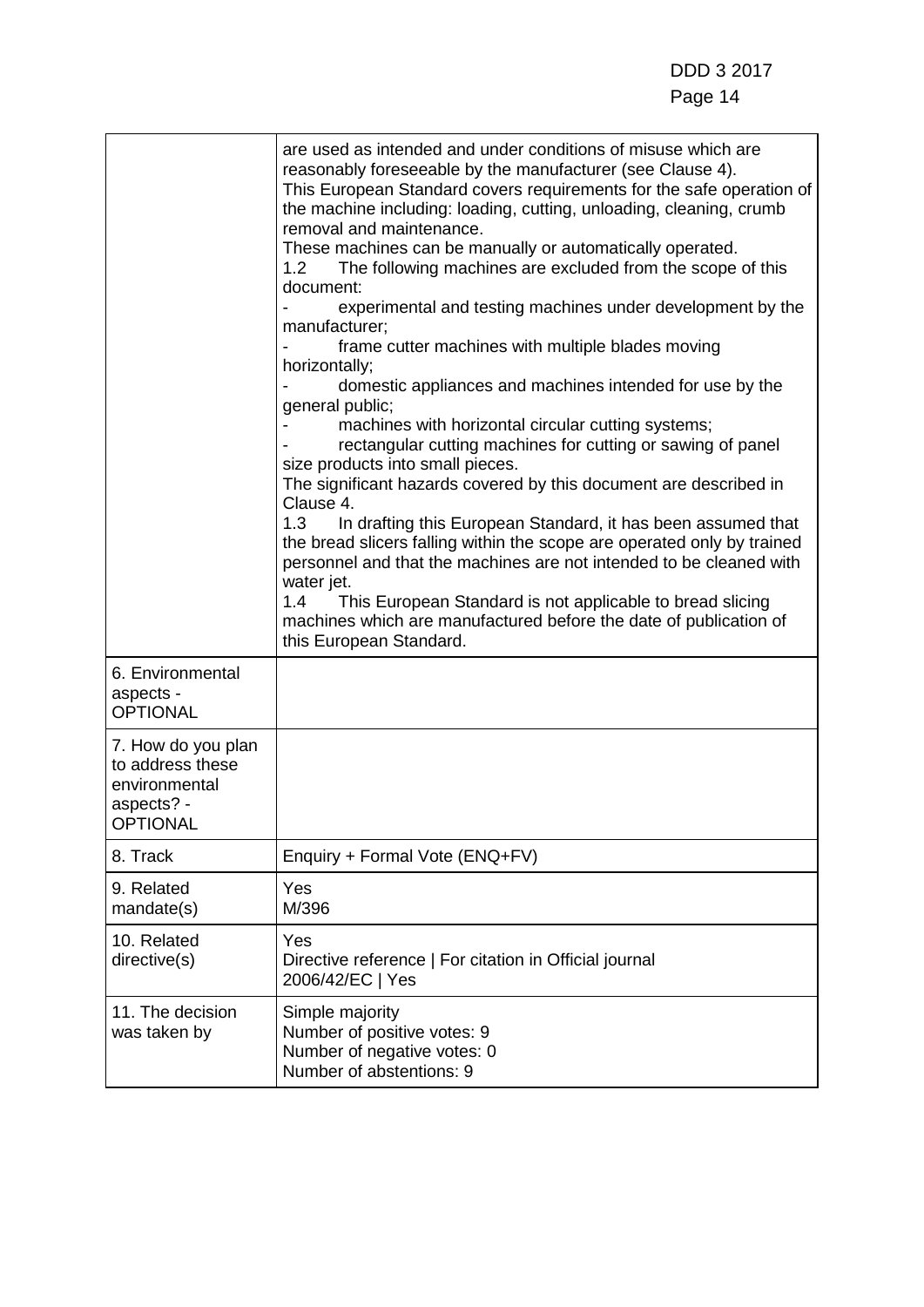|  | are used as intended and under conditions of misuse which are reasonably foreseeable by the manufacturer (see Clause 4).<br>This European Standard covers requirements for the safe operation of the machine including: loading, cutting, unloading, cleaning, crumb removal and maintenance.<br>These machines can be manually or automatically operated.<br>1.2 The following machines are excluded from the scope of this document:<br>- experimental and testing machines under development by the manufacturer;<br>- frame cutter machines with multiple blades moving horizontally;<br>- domestic appliances and machines intended for use by the general public;<br>- machines with horizontal circular cutting systems;<br>- rectangular cutting machines for cutting or sawing of panel size products into small pieces.<br>The significant hazards covered by this document are described in Clause 4.<br>1.3 In drafting this European Standard, it has been assumed that the bread slicers falling within the scope are operated only by trained personnel and that the machines are not intended to be cleaned with water jet.<br>1.4 This European Standard is not applicable to bread slicing machines which are manufactured before the date of publication of this European Standard. |
|---|---|
| 6. Environmental aspects - OPTIONAL |  |
| 7. How do you plan to address these environmental aspects? - OPTIONAL |  |
| 8. Track | Enquiry + Formal Vote (ENQ+FV) |
| 9. Related mandate(s) | Yes<br>M/396 |
| 10. Related directive(s) | Yes<br>Directive reference \| For citation in Official journal<br>2006/42/EC \| Yes |
| 11. The decision was taken by | Simple majority<br>Number of positive votes: 9<br>Number of negative votes: 0<br>Number of abstentions: 9 |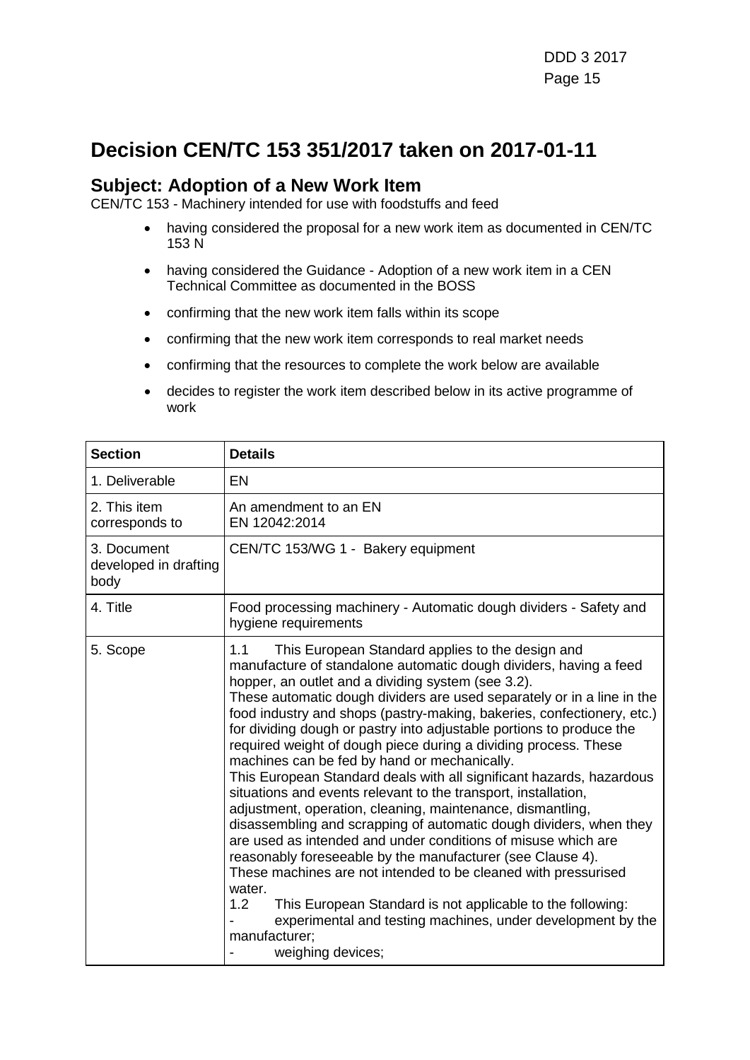## Decision CEN/TC 153 351/2017 taken on 2017-01-11

### Subject: Adoption of a New Work Item

CEN/TC 153 - Machinery intended for use with foodstuffs and feed

- having considered the proposal for a new work item as documented in CEN/TC 153 N
- having considered the Guidance - Adoption of a new work item in a CEN Technical Committee as documented in the BOSS
- confirming that the new work item falls within its scope
- confirming that the new work item corresponds to real market needs
- confirming that the resources to complete the work below are available
- decides to register the work item described below in its active programme of work

| Section | Details |
|---|---|
| 1. Deliverable | EN |
| 2. This item corresponds to | An amendment to an EN<br>EN 12042:2014 |
| 3. Document developed in drafting body | CEN/TC 153/WG 1 - Bakery equipment |
| 4. Title | Food processing machinery - Automatic dough dividers - Safety and hygiene requirements |
| 5. Scope | 1.1 This European Standard applies to the design and manufacture of standalone automatic dough dividers, having a feed hopper, an outlet and a dividing system (see 3.2).<br>These automatic dough dividers are used separately or in a line in the food industry and shops (pastry-making, bakeries, confectionery, etc.) for dividing dough or pastry into adjustable portions to produce the required weight of dough piece during a dividing process. These machines can be fed by hand or mechanically.<br>This European Standard deals with all significant hazards, hazardous situations and events relevant to the transport, installation, adjustment, operation, cleaning, maintenance, dismantling, disassembling and scrapping of automatic dough dividers, when they are used as intended and under conditions of misuse which are reasonably foreseeable by the manufacturer (see Clause 4).<br>These machines are not intended to be cleaned with pressurised water.<br>1.2 This European Standard is not applicable to the following:<br>- experimental and testing machines, under development by the manufacturer;<br>- weighing devices; |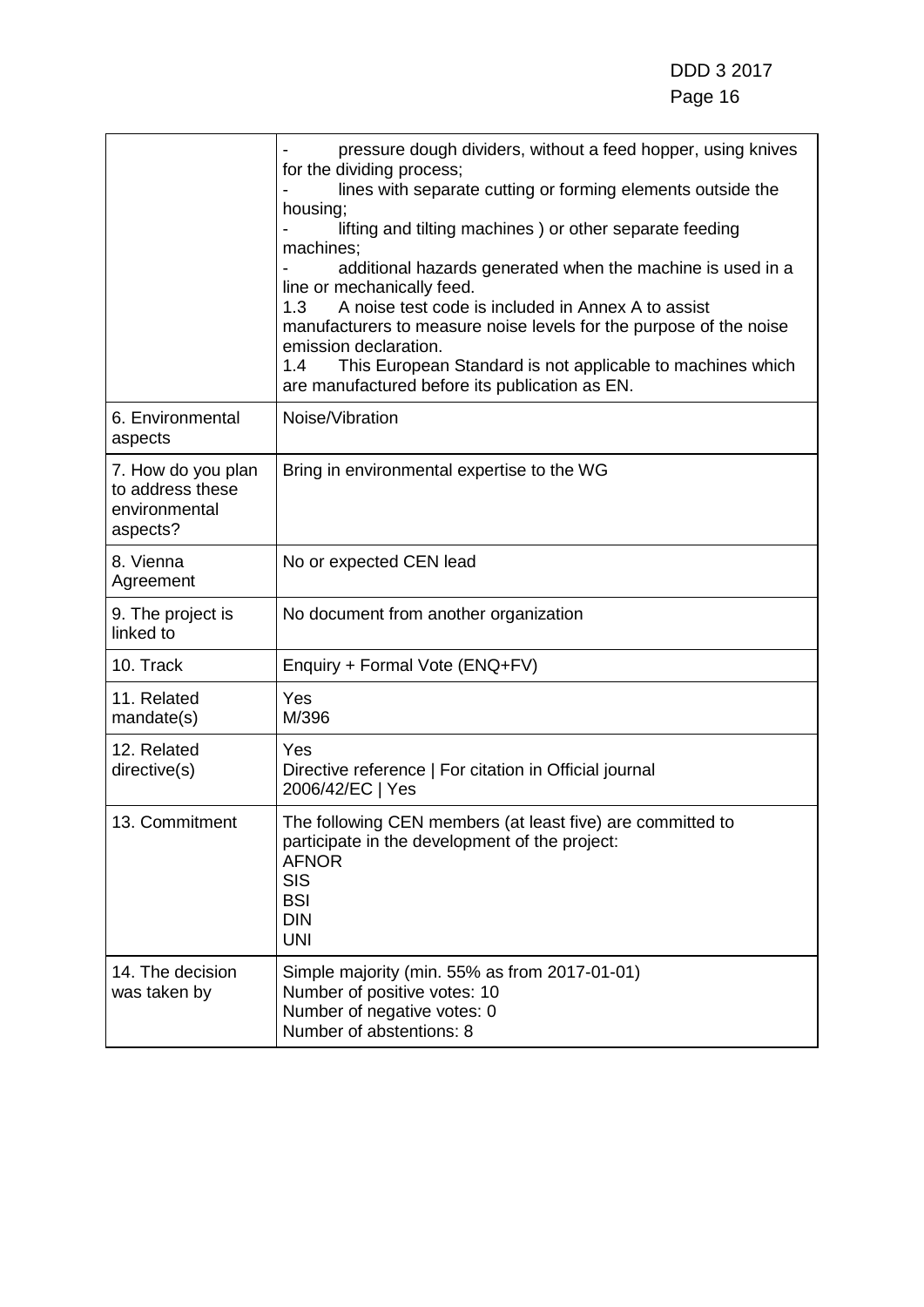| | |
|---|---|
| | - pressure dough dividers, without a feed hopper, using knives for the dividing process;<br>- lines with separate cutting or forming elements outside the housing;<br>- lifting and tilting machines ) or other separate feeding machines;<br>- additional hazards generated when the machine is used in a line or mechanically feed.<br>1.3 A noise test code is included in Annex A to assist manufacturers to measure noise levels for the purpose of the noise emission declaration.<br>1.4 This European Standard is not applicable to machines which are manufactured before its publication as EN. |
| 6. Environmental aspects | Noise/Vibration |
| 7. How do you plan to address these environmental aspects? | Bring in environmental expertise to the WG |
| 8. Vienna Agreement | No or expected CEN lead |
| 9. The project is linked to | No document from another organization |
| 10. Track | Enquiry + Formal Vote (ENQ+FV) |
| 11. Related mandate(s) | Yes<br>M/396 |
| 12. Related directive(s) | Yes<br>Directive reference \| For citation in Official journal<br>2006/42/EC \| Yes |
| 13. Commitment | The following CEN members (at least five) are committed to participate in the development of the project:<br>AFNOR<br>SIS<br>BSI<br>DIN<br>UNI |
| 14. The decision was taken by | Simple majority (min. 55% as from 2017-01-01)<br>Number of positive votes: 10<br>Number of negative votes: 0<br>Number of abstentions: 8 |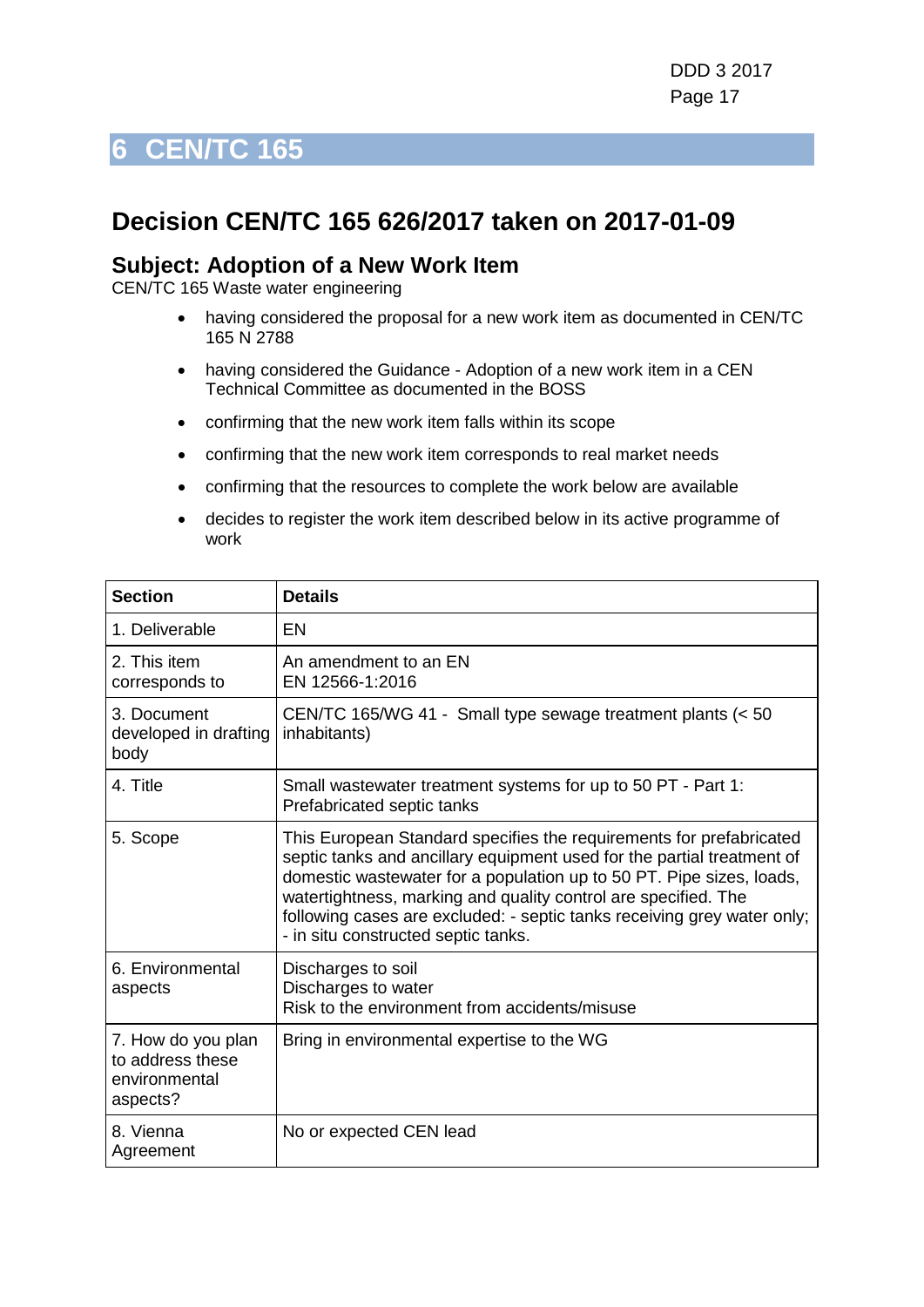# 6 CEN/TC 165

## Decision CEN/TC 165 626/2017 taken on 2017-01-09

### Subject: Adoption of a New Work Item

CEN/TC 165 Waste water engineering

- having considered the proposal for a new work item as documented in CEN/TC 165 N 2788
- having considered the Guidance - Adoption of a new work item in a CEN Technical Committee as documented in the BOSS
- confirming that the new work item falls within its scope
- confirming that the new work item corresponds to real market needs
- confirming that the resources to complete the work below are available
- decides to register the work item described below in its active programme of work

| Section | Details |
|---|---|
| 1. Deliverable | EN |
| 2. This item corresponds to | An amendment to an EN<br>EN 12566-1:2016 |
| 3. Document developed in drafting body | CEN/TC 165/WG 41 - Small type sewage treatment plants (< 50 inhabitants) |
| 4. Title | Small wastewater treatment systems for up to 50 PT - Part 1: Prefabricated septic tanks |
| 5. Scope | This European Standard specifies the requirements for prefabricated septic tanks and ancillary equipment used for the partial treatment of domestic wastewater for a population up to 50 PT. Pipe sizes, loads, watertightness, marking and quality control are specified. The following cases are excluded: - septic tanks receiving grey water only; - in situ constructed septic tanks. |
| 6. Environmental aspects | Discharges to soil<br>Discharges to water<br>Risk to the environment from accidents/misuse |
| 7. How do you plan to address these environmental aspects? | Bring in environmental expertise to the WG |
| 8. Vienna Agreement | No or expected CEN lead |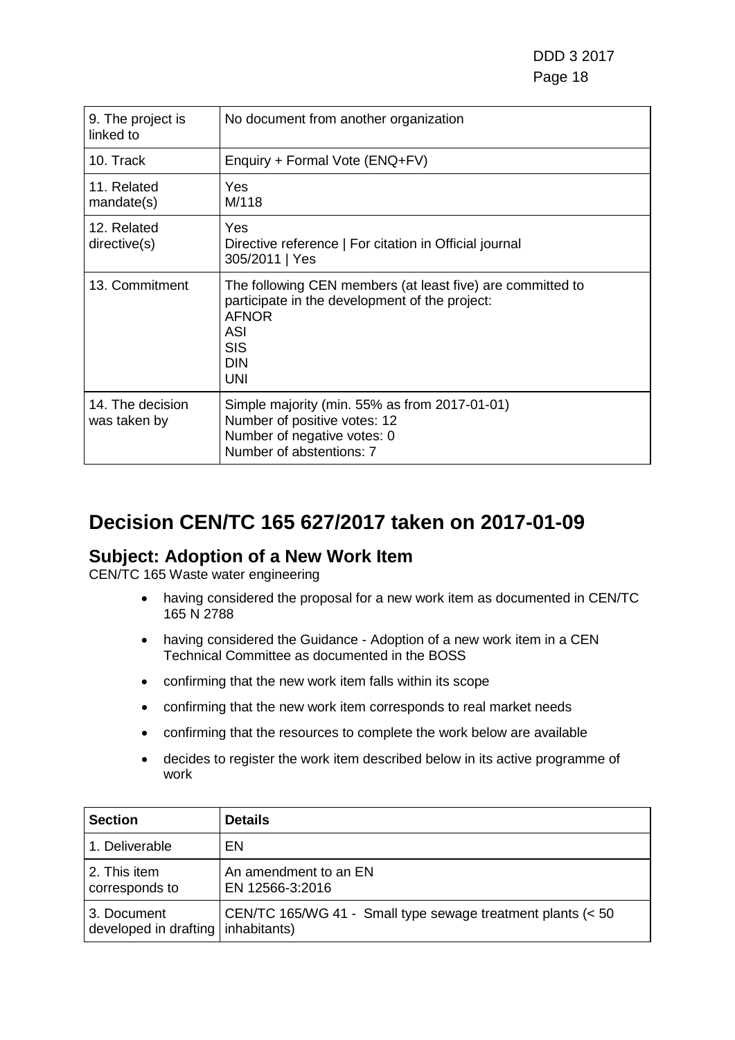| | |
|---|---|
| 9. The project is linked to | No document from another organization |
| 10. Track | Enquiry + Formal Vote (ENQ+FV) |
| 11. Related mandate(s) | Yes<br>M/118 |
| 12. Related directive(s) | Yes<br>Directive reference \| For citation in Official journal<br>305/2011 \| Yes |
| 13. Commitment | The following CEN members (at least five) are committed to participate in the development of the project:<br>AFNOR<br>ASI<br>SIS<br>DIN<br>UNI |
| 14. The decision was taken by | Simple majority (min. 55% as from 2017-01-01)<br>Number of positive votes: 12<br>Number of negative votes: 0<br>Number of abstentions: 7 |

# Decision CEN/TC 165 627/2017 taken on 2017-01-09

## Subject: Adoption of a New Work Item

CEN/TC 165 Waste water engineering

- having considered the proposal for a new work item as documented in CEN/TC 165 N 2788
- having considered the Guidance - Adoption of a new work item in a CEN Technical Committee as documented in the BOSS
- confirming that the new work item falls within its scope
- confirming that the new work item corresponds to real market needs
- confirming that the resources to complete the work below are available
- decides to register the work item described below in its active programme of work

| Section | Details |
|---|---|
| 1. Deliverable | EN |
| 2. This item corresponds to | An amendment to an EN<br>EN 12566-3:2016 |
| 3. Document developed in drafting | CEN/TC 165/WG 41 - Small type sewage treatment plants (< 50 inhabitants) |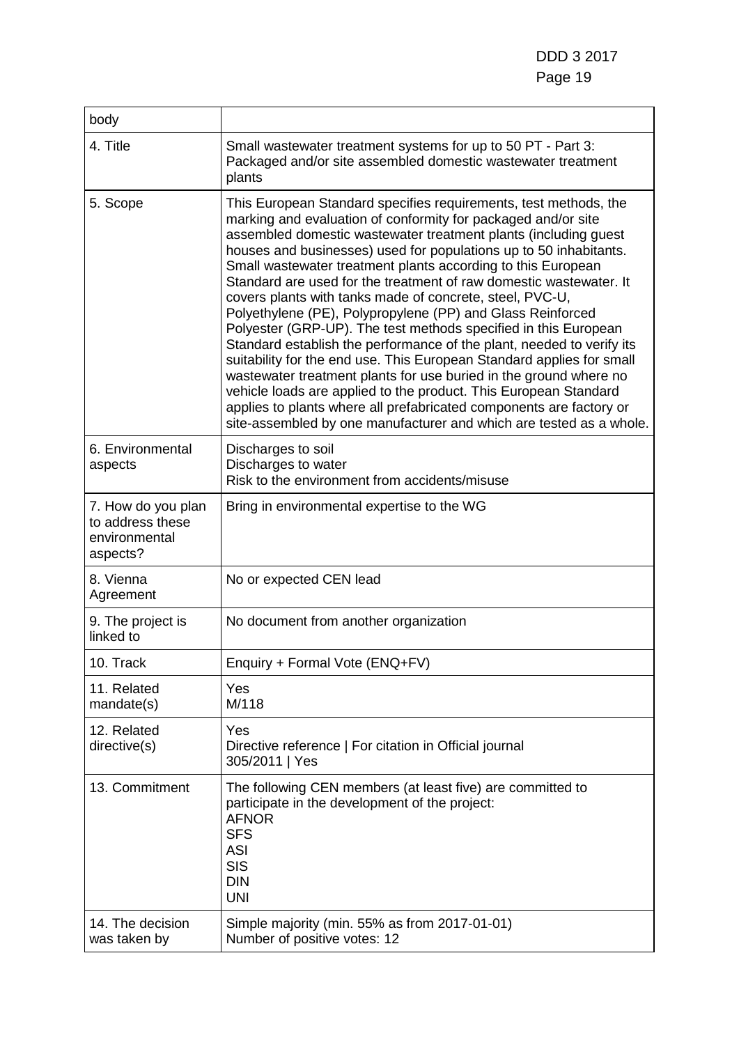| body | |
|---|---|
| 4. Title | Small wastewater treatment systems for up to 50 PT - Part 3: Packaged and/or site assembled domestic wastewater treatment plants |
| 5. Scope | This European Standard specifies requirements, test methods, the marking and evaluation of conformity for packaged and/or site assembled domestic wastewater treatment plants (including guest houses and businesses) used for populations up to 50 inhabitants. Small wastewater treatment plants according to this European Standard are used for the treatment of raw domestic wastewater. It covers plants with tanks made of concrete, steel, PVC-U, Polyethylene (PE), Polypropylene (PP) and Glass Reinforced Polyester (GRP-UP). The test methods specified in this European Standard establish the performance of the plant, needed to verify its suitability for the end use. This European Standard applies for small wastewater treatment plants for use buried in the ground where no vehicle loads are applied to the product. This European Standard applies to plants where all prefabricated components are factory or site-assembled by one manufacturer and which are tested as a whole. |
| 6. Environmental aspects | Discharges to soil<br>Discharges to water<br>Risk to the environment from accidents/misuse |
| 7. How do you plan to address these environmental aspects? | Bring in environmental expertise to the WG |
| 8. Vienna Agreement | No or expected CEN lead |
| 9. The project is linked to | No document from another organization |
| 10. Track | Enquiry + Formal Vote (ENQ+FV) |
| 11. Related mandate(s) | Yes<br>M/118 |
| 12. Related directive(s) | Yes<br>Directive reference \| For citation in Official journal<br>305/2011 \| Yes |
| 13. Commitment | The following CEN members (at least five) are committed to participate in the development of the project:<br>AFNOR<br>SFS<br>ASI<br>SIS<br>DIN<br>UNI |
| 14. The decision was taken by | Simple majority (min. 55% as from 2017-01-01)<br>Number of positive votes: 12 |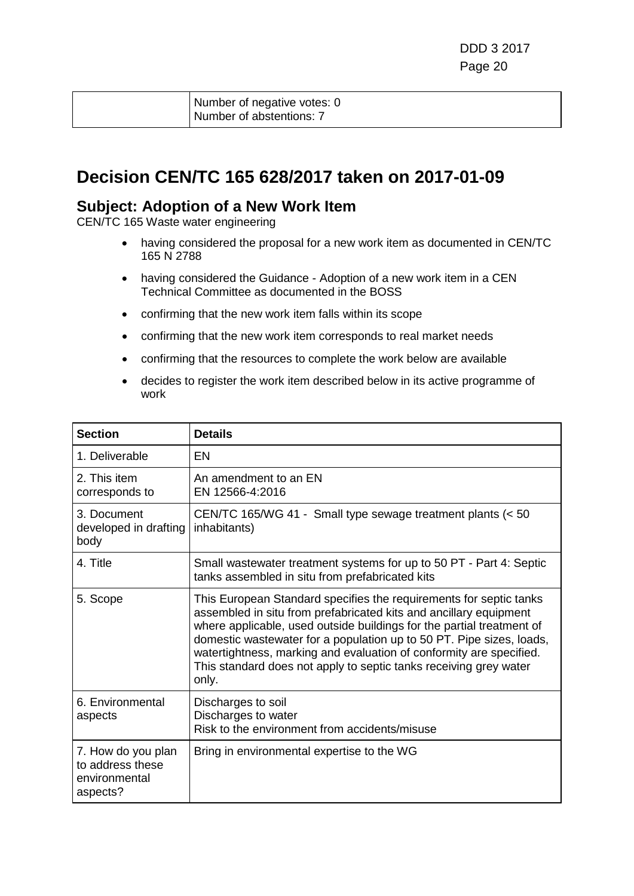| | Number of negative votes: 0<br>Number of abstentions: 7 |
|---|---|

## Decision CEN/TC 165 628/2017 taken on 2017-01-09

### Subject: Adoption of a New Work Item

CEN/TC 165 Waste water engineering

- having considered the proposal for a new work item as documented in CEN/TC 165 N 2788
- having considered the Guidance - Adoption of a new work item in a CEN Technical Committee as documented in the BOSS
- confirming that the new work item falls within its scope
- confirming that the new work item corresponds to real market needs
- confirming that the resources to complete the work below are available
- decides to register the work item described below in its active programme of work

| Section | Details |
|---|---|
| 1. Deliverable | EN |
| 2. This item corresponds to | An amendment to an EN<br>EN 12566-4:2016 |
| 3. Document developed in drafting body | CEN/TC 165/WG 41 - Small type sewage treatment plants (< 50 inhabitants) |
| 4. Title | Small wastewater treatment systems for up to 50 PT - Part 4: Septic tanks assembled in situ from prefabricated kits |
| 5. Scope | This European Standard specifies the requirements for septic tanks assembled in situ from prefabricated kits and ancillary equipment where applicable, used outside buildings for the partial treatment of domestic wastewater for a population up to 50 PT. Pipe sizes, loads, watertightness, marking and evaluation of conformity are specified. This standard does not apply to septic tanks receiving grey water only. |
| 6. Environmental aspects | Discharges to soil<br>Discharges to water<br>Risk to the environment from accidents/misuse |
| 7. How do you plan to address these environmental aspects? | Bring in environmental expertise to the WG |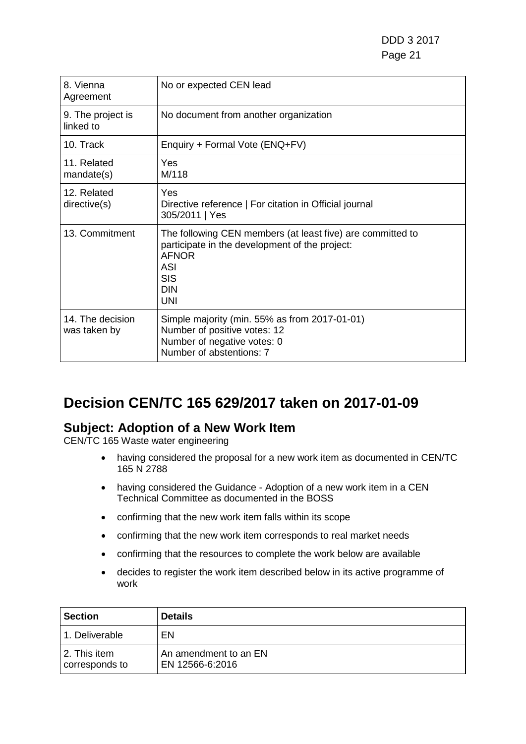| | |
|---|---|
| 8. Vienna Agreement | No or expected CEN lead |
| 9. The project is linked to | No document from another organization |
| 10. Track | Enquiry + Formal Vote (ENQ+FV) |
| 11. Related mandate(s) | Yes<br>M/118 |
| 12. Related directive(s) | Yes<br>Directive reference \| For citation in Official journal<br>305/2011 \| Yes |
| 13. Commitment | The following CEN members (at least five) are committed to participate in the development of the project:<br>AFNOR<br>ASI<br>SIS<br>DIN<br>UNI |
| 14. The decision was taken by | Simple majority (min. 55% as from 2017-01-01)<br>Number of positive votes: 12<br>Number of negative votes: 0<br>Number of abstentions: 7 |

# Decision CEN/TC 165 629/2017 taken on 2017-01-09

## Subject: Adoption of a New Work Item

CEN/TC 165 Waste water engineering

- having considered the proposal for a new work item as documented in CEN/TC 165 N 2788
- having considered the Guidance - Adoption of a new work item in a CEN Technical Committee as documented in the BOSS
- confirming that the new work item falls within its scope
- confirming that the new work item corresponds to real market needs
- confirming that the resources to complete the work below are available
- decides to register the work item described below in its active programme of work

| Section | Details |
|---|---|
| 1. Deliverable | EN |
| 2. This item corresponds to | An amendment to an EN<br>EN 12566-6:2016 |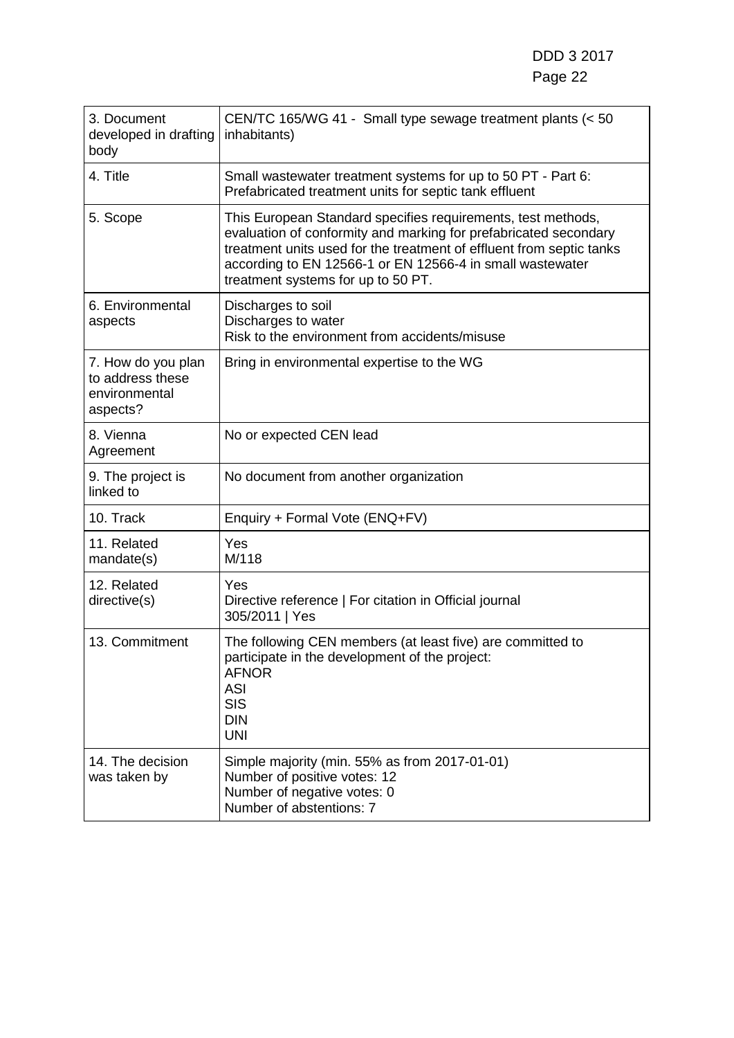| | |
|---|---|
| 3. Document developed in drafting body | CEN/TC 165/WG 41 - Small type sewage treatment plants (< 50 inhabitants) |
| 4. Title | Small wastewater treatment systems for up to 50 PT - Part 6: Prefabricated treatment units for septic tank effluent |
| 5. Scope | This European Standard specifies requirements, test methods, evaluation of conformity and marking for prefabricated secondary treatment units used for the treatment of effluent from septic tanks according to EN 12566-1 or EN 12566-4 in small wastewater treatment systems for up to 50 PT. |
| 6. Environmental aspects | Discharges to soil<br>Discharges to water<br>Risk to the environment from accidents/misuse |
| 7. How do you plan to address these environmental aspects? | Bring in environmental expertise to the WG |
| 8. Vienna Agreement | No or expected CEN lead |
| 9. The project is linked to | No document from another organization |
| 10. Track | Enquiry + Formal Vote (ENQ+FV) |
| 11. Related mandate(s) | Yes<br>M/118 |
| 12. Related directive(s) | Yes<br>Directive reference \| For citation in Official journal<br>305/2011 \| Yes |
| 13. Commitment | The following CEN members (at least five) are committed to participate in the development of the project:<br>AFNOR<br>ASI<br>SIS<br>DIN<br>UNI |
| 14. The decision was taken by | Simple majority (min. 55% as from 2017-01-01)<br>Number of positive votes: 12<br>Number of negative votes: 0<br>Number of abstentions: 7 |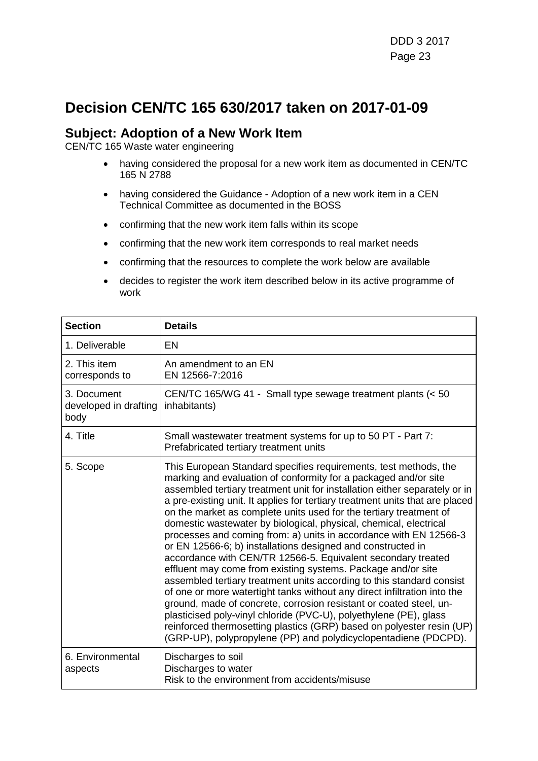# Decision CEN/TC 165 630/2017 taken on 2017-01-09

## Subject: Adoption of a New Work Item

CEN/TC 165 Waste water engineering

- having considered the proposal for a new work item as documented in CEN/TC 165 N 2788
- having considered the Guidance - Adoption of a new work item in a CEN Technical Committee as documented in the BOSS
- confirming that the new work item falls within its scope
- confirming that the new work item corresponds to real market needs
- confirming that the resources to complete the work below are available
- decides to register the work item described below in its active programme of work

| Section | Details |
| --- | --- |
| 1. Deliverable | EN |
| 2. This item corresponds to | An amendment to an EN<br>EN 12566-7:2016 |
| 3. Document developed in drafting body | CEN/TC 165/WG 41 - Small type sewage treatment plants (< 50 inhabitants) |
| 4. Title | Small wastewater treatment systems for up to 50 PT - Part 7: Prefabricated tertiary treatment units |
| 5. Scope | This European Standard specifies requirements, test methods, the marking and evaluation of conformity for a packaged and/or site assembled tertiary treatment unit for installation either separately or in a pre-existing unit. It applies for tertiary treatment units that are placed on the market as complete units used for the tertiary treatment of domestic wastewater by biological, physical, chemical, electrical processes and coming from: a) units in accordance with EN 12566-3 or EN 12566-6; b) installations designed and constructed in accordance with CEN/TR 12566-5. Equivalent secondary treated effluent may come from existing systems. Package and/or site assembled tertiary treatment units according to this standard consist of one or more watertight tanks without any direct infiltration into the ground, made of concrete, corrosion resistant or coated steel, un-plasticised poly-vinyl chloride (PVC-U), polyethylene (PE), glass reinforced thermosetting plastics (GRP) based on polyester resin (UP) (GRP-UP), polypropylene (PP) and polydicyclopentadiene (PDCPD). |
| 6. Environmental aspects | Discharges to soil<br>Discharges to water<br>Risk to the environment from accidents/misuse |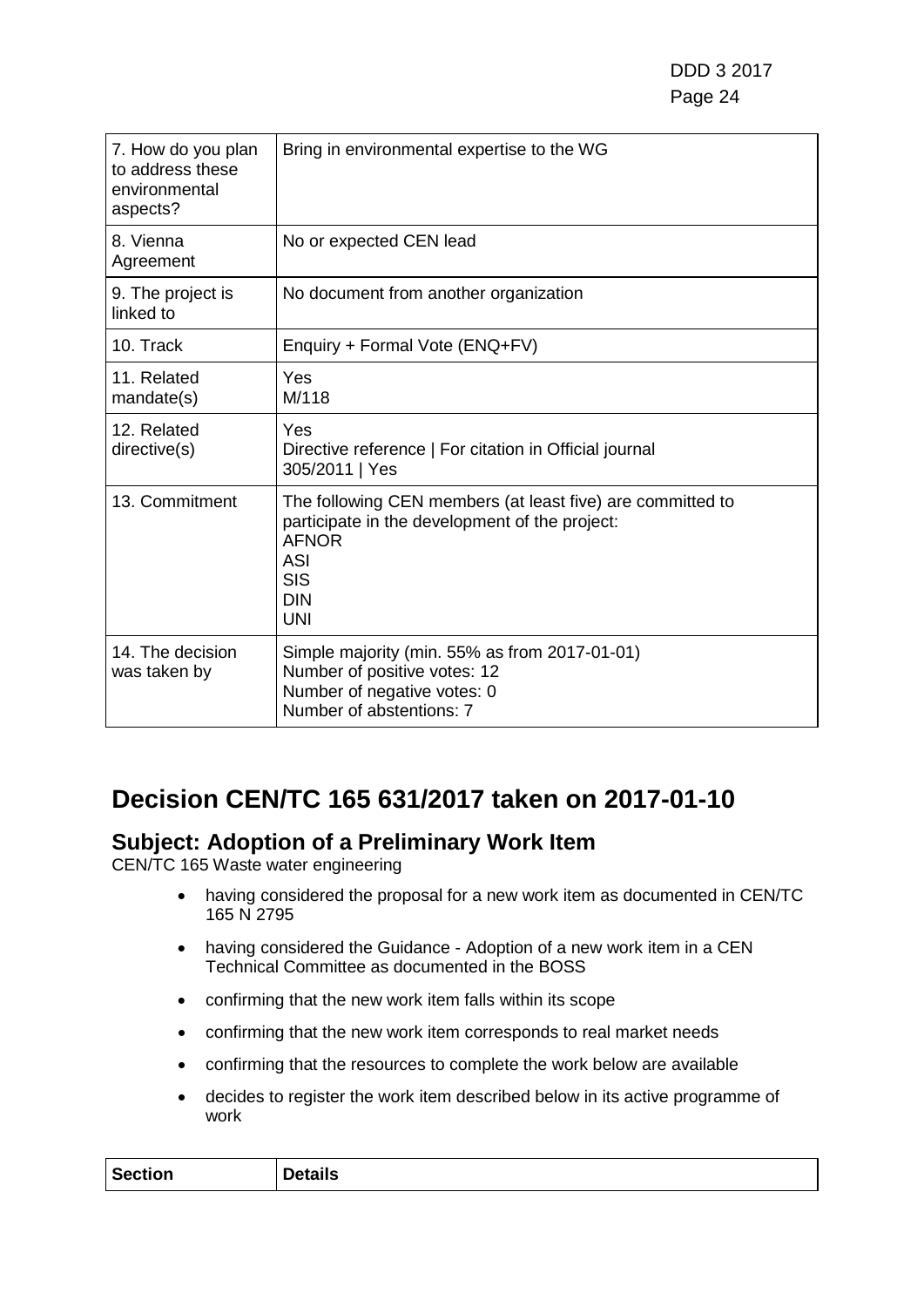| | |
|---|---|
| 7. How do you plan to address these environmental aspects? | Bring in environmental expertise to the WG |
| 8. Vienna Agreement | No or expected CEN lead |
| 9. The project is linked to | No document from another organization |
| 10. Track | Enquiry + Formal Vote (ENQ+FV) |
| 11. Related mandate(s) | Yes<br>M/118 |
| 12. Related directive(s) | Yes<br>Directive reference \| For citation in Official journal<br>305/2011 \| Yes |
| 13. Commitment | The following CEN members (at least five) are committed to participate in the development of the project:<br>AFNOR<br>ASI<br>SIS<br>DIN<br>UNI |
| 14. The decision was taken by | Simple majority (min. 55% as from 2017-01-01)<br>Number of positive votes: 12<br>Number of negative votes: 0<br>Number of abstentions: 7 |

# Decision CEN/TC 165 631/2017 taken on 2017-01-10

## Subject: Adoption of a Preliminary Work Item

CEN/TC 165 Waste water engineering

- having considered the proposal for a new work item as documented in CEN/TC 165 N 2795
- having considered the Guidance - Adoption of a new work item in a CEN Technical Committee as documented in the BOSS
- confirming that the new work item falls within its scope
- confirming that the new work item corresponds to real market needs
- confirming that the resources to complete the work below are available
- decides to register the work item described below in its active programme of work

| Section | Details |
|---|---|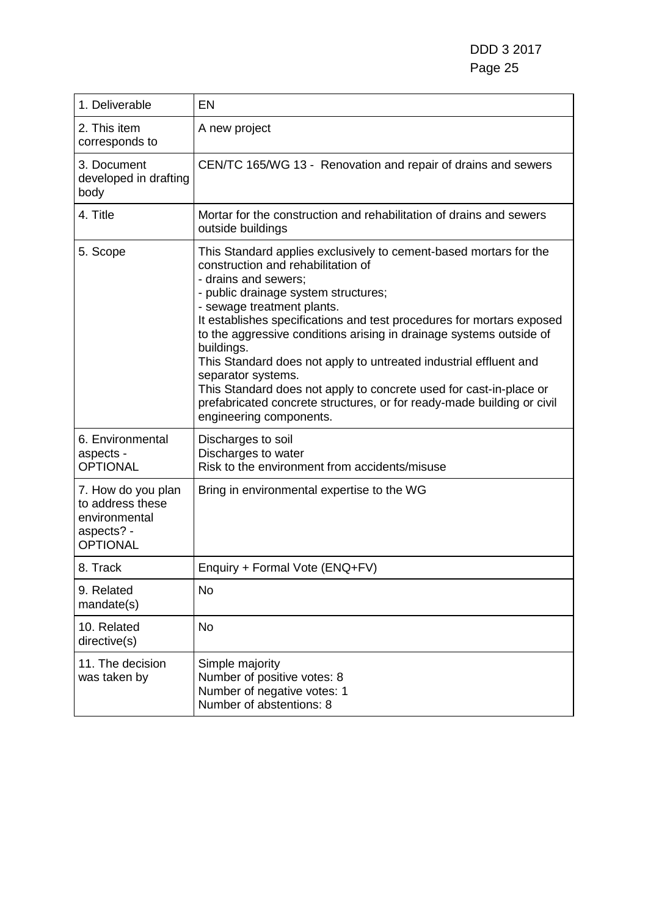| 1. Deliverable | EN |
|---|---|
| 2. This item corresponds to | A new project |
| 3. Document developed in drafting body | CEN/TC 165/WG 13 - Renovation and repair of drains and sewers |
| 4. Title | Mortar for the construction and rehabilitation of drains and sewers outside buildings |
| 5. Scope | This Standard applies exclusively to cement-based mortars for the construction and rehabilitation of<br>- drains and sewers;<br>- public drainage system structures;<br>- sewage treatment plants.<br>It establishes specifications and test procedures for mortars exposed to the aggressive conditions arising in drainage systems outside of buildings.<br>This Standard does not apply to untreated industrial effluent and separator systems.<br>This Standard does not apply to concrete used for cast-in-place or prefabricated concrete structures, or for ready-made building or civil engineering components. |
| 6. Environmental aspects - OPTIONAL | Discharges to soil<br>Discharges to water<br>Risk to the environment from accidents/misuse |
| 7. How do you plan to address these environmental aspects? - OPTIONAL | Bring in environmental expertise to the WG |
| 8. Track | Enquiry + Formal Vote (ENQ+FV) |
| 9. Related mandate(s) | No |
| 10. Related directive(s) | No |
| 11. The decision was taken by | Simple majority<br>Number of positive votes: 8<br>Number of negative votes: 1<br>Number of abstentions: 8 |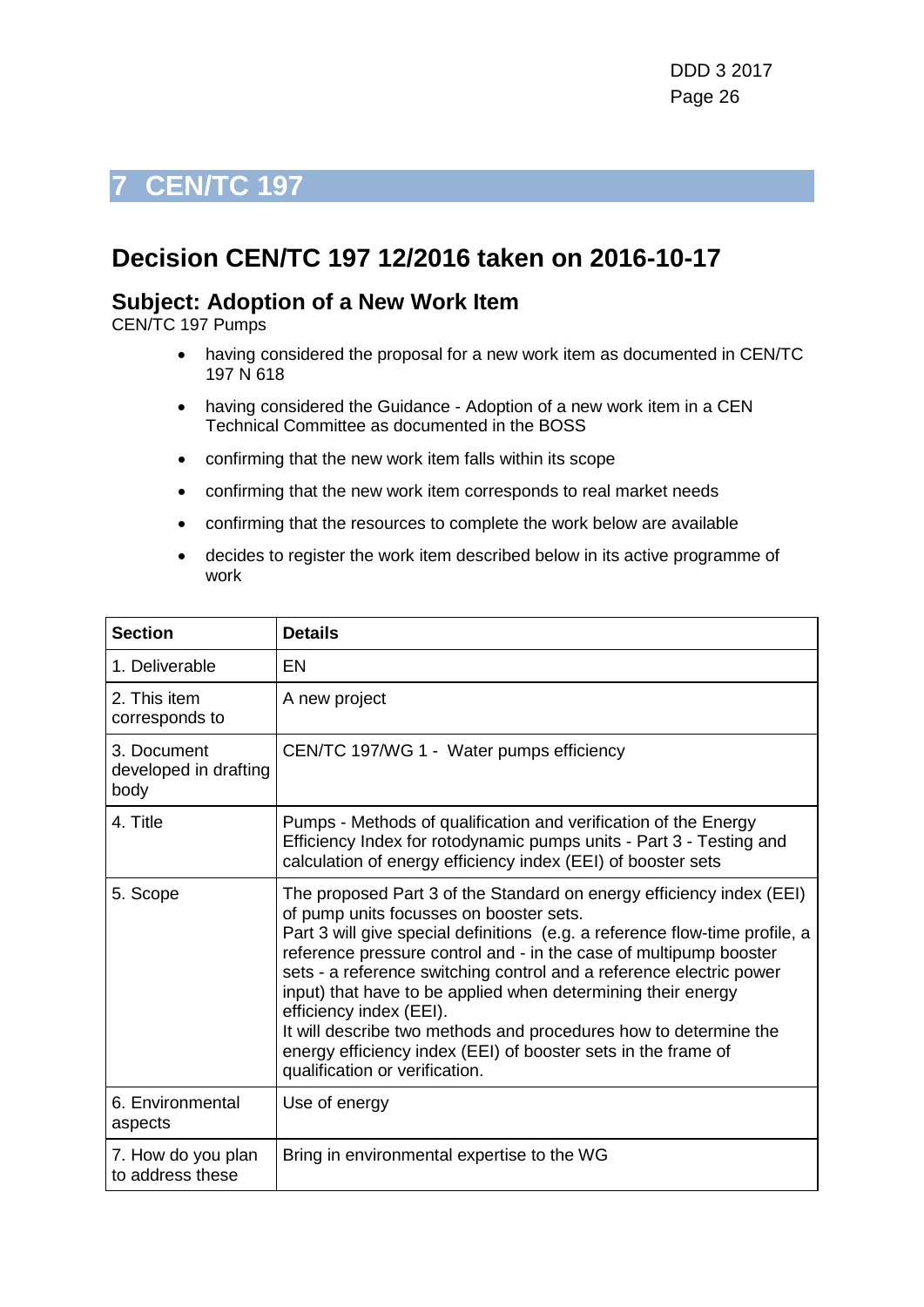# 7 CEN/TC 197

## Decision CEN/TC 197 12/2016 taken on 2016-10-17

### Subject: Adoption of a New Work Item

CEN/TC 197 Pumps

- having considered the proposal for a new work item as documented in CEN/TC 197 N 618
- having considered the Guidance - Adoption of a new work item in a CEN Technical Committee as documented in the BOSS
- confirming that the new work item falls within its scope
- confirming that the new work item corresponds to real market needs
- confirming that the resources to complete the work below are available
- decides to register the work item described below in its active programme of work

| Section | Details |
|---|---|
| 1. Deliverable | EN |
| 2. This item corresponds to | A new project |
| 3. Document developed in drafting body | CEN/TC 197/WG 1 - Water pumps efficiency |
| 4. Title | Pumps - Methods of qualification and verification of the Energy Efficiency Index for rotodynamic pumps units - Part 3 - Testing and calculation of energy efficiency index (EEI) of booster sets |
| 5. Scope | The proposed Part 3 of the Standard on energy efficiency index (EEI) of pump units focusses on booster sets.<br>Part 3 will give special definitions (e.g. a reference flow-time profile, a reference pressure control and - in the case of multipump booster sets - a reference switching control and a reference electric power input) that have to be applied when determining their energy efficiency index (EEI).<br>It will describe two methods and procedures how to determine the energy efficiency index (EEI) of booster sets in the frame of qualification or verification. |
| 6. Environmental aspects | Use of energy |
| 7. How do you plan to address these | Bring in environmental expertise to the WG |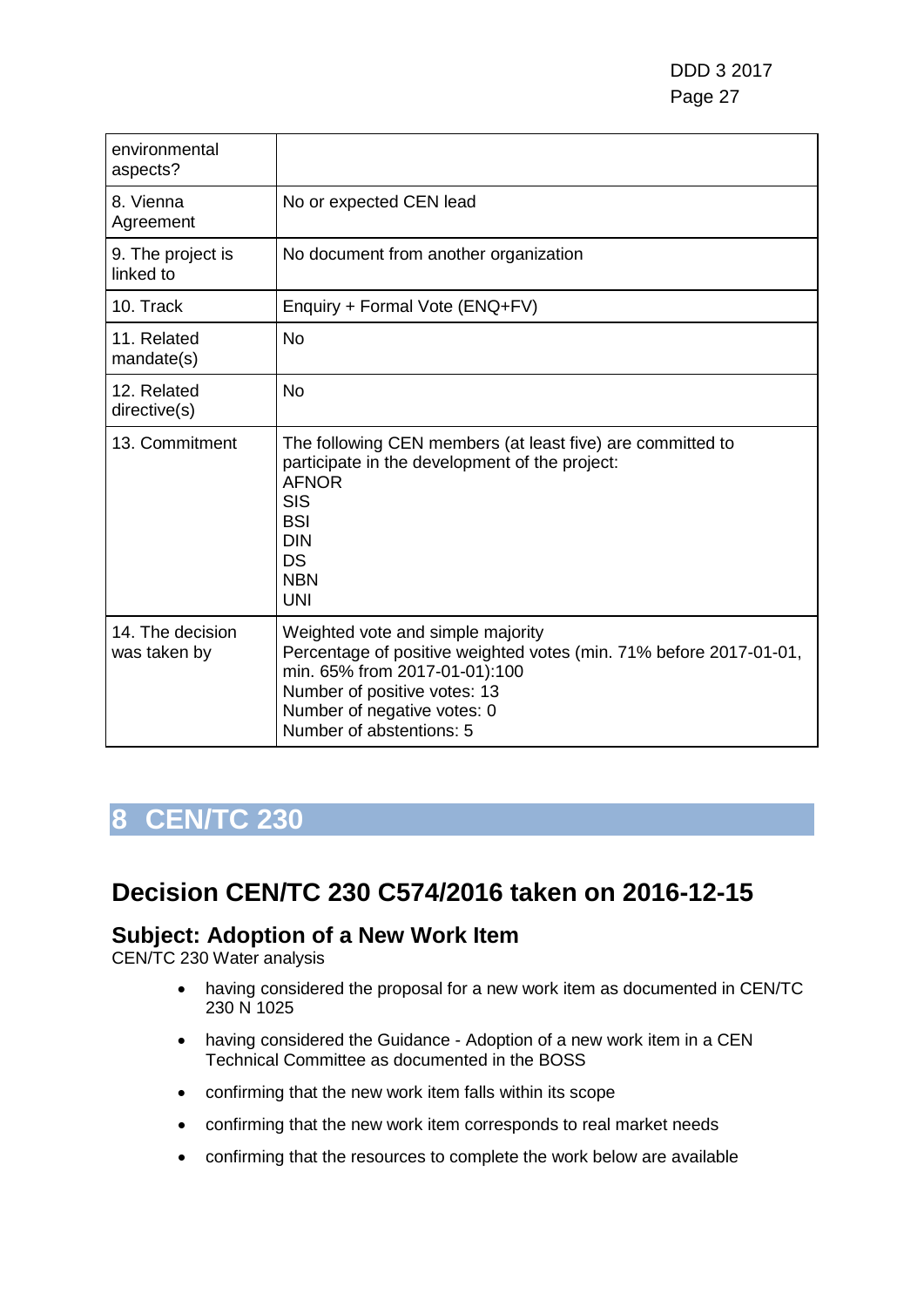| | |
|---|---|
| environmental aspects? | |
| 8. Vienna Agreement | No or expected CEN lead |
| 9. The project is linked to | No document from another organization |
| 10. Track | Enquiry + Formal Vote (ENQ+FV) |
| 11. Related mandate(s) | No |
| 12. Related directive(s) | No |
| 13. Commitment | The following CEN members (at least five) are committed to participate in the development of the project:<br>AFNOR<br>SIS<br>BSI<br>DIN<br>DS<br>NBN<br>UNI |
| 14. The decision was taken by | Weighted vote and simple majority<br>Percentage of positive weighted votes (min. 71% before 2017-01-01, min. 65% from 2017-01-01):100<br>Number of positive votes: 13<br>Number of negative votes: 0<br>Number of abstentions: 5 |

# 8 CEN/TC 230

## Decision CEN/TC 230 C574/2016 taken on 2016-12-15

### Subject: Adoption of a New Work Item

CEN/TC 230 Water analysis

- having considered the proposal for a new work item as documented in CEN/TC 230 N 1025
- having considered the Guidance - Adoption of a new work item in a CEN Technical Committee as documented in the BOSS
- confirming that the new work item falls within its scope
- confirming that the new work item corresponds to real market needs
- confirming that the resources to complete the work below are available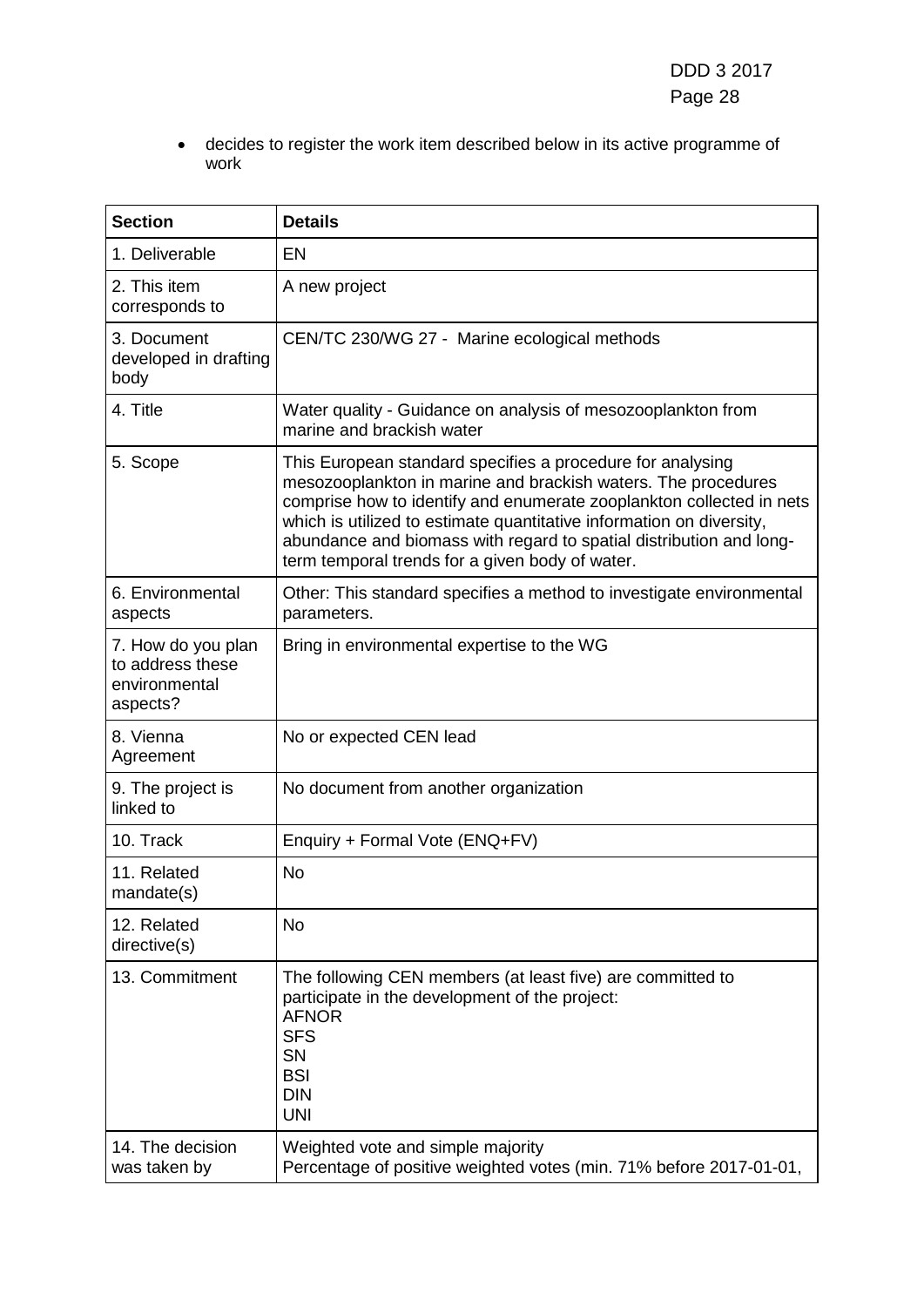- decides to register the work item described below in its active programme of work

| Section | Details |
|---|---|
| 1. Deliverable | EN |
| 2. This item corresponds to | A new project |
| 3. Document developed in drafting body | CEN/TC 230/WG 27 - Marine ecological methods |
| 4. Title | Water quality - Guidance on analysis of mesozooplankton from marine and brackish water |
| 5. Scope | This European standard specifies a procedure for analysing mesozooplankton in marine and brackish waters. The procedures comprise how to identify and enumerate zooplankton collected in nets which is utilized to estimate quantitative information on diversity, abundance and biomass with regard to spatial distribution and long-term temporal trends for a given body of water. |
| 6. Environmental aspects | Other: This standard specifies a method to investigate environmental parameters. |
| 7. How do you plan to address these environmental aspects? | Bring in environmental expertise to the WG |
| 8. Vienna Agreement | No or expected CEN lead |
| 9. The project is linked to | No document from another organization |
| 10. Track | Enquiry + Formal Vote (ENQ+FV) |
| 11. Related mandate(s) | No |
| 12. Related directive(s) | No |
| 13. Commitment | The following CEN members (at least five) are committed to participate in the development of the project:<br>AFNOR<br>SFS<br>SN<br>BSI<br>DIN<br>UNI |
| 14. The decision was taken by | Weighted vote and simple majority<br>Percentage of positive weighted votes (min. 71% before 2017-01-01, |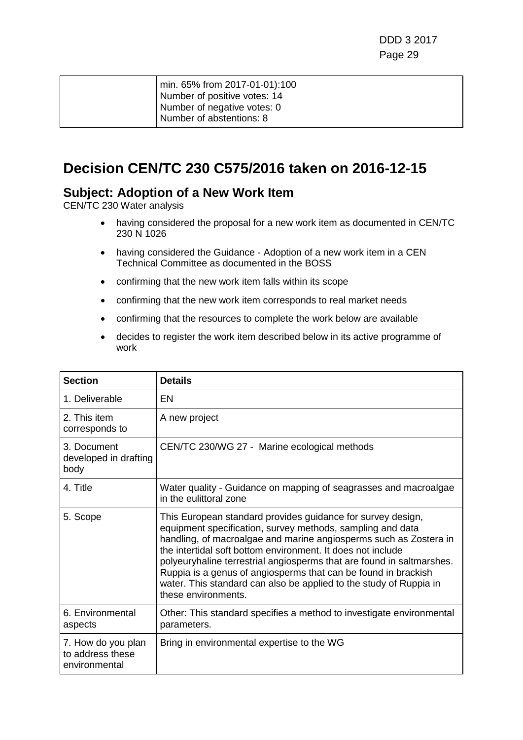| | min. 65% from 2017-01-01):100<br>Number of positive votes: 14<br>Number of negative votes: 0<br>Number of abstentions: 8 |
|---|---|

# Decision CEN/TC 230 C575/2016 taken on 2016-12-15

## Subject: Adoption of a New Work Item

CEN/TC 230 Water analysis

- having considered the proposal for a new work item as documented in CEN/TC 230 N 1026
- having considered the Guidance - Adoption of a new work item in a CEN Technical Committee as documented in the BOSS
- confirming that the new work item falls within its scope
- confirming that the new work item corresponds to real market needs
- confirming that the resources to complete the work below are available
- decides to register the work item described below in its active programme of work

| Section | Details |
|---|---|
| 1. Deliverable | EN |
| 2. This item corresponds to | A new project |
| 3. Document developed in drafting body | CEN/TC 230/WG 27 - Marine ecological methods |
| 4. Title | Water quality - Guidance on mapping of seagrasses and macroalgae in the eulittoral zone |
| 5. Scope | This European standard provides guidance for survey design, equipment specification, survey methods, sampling and data handling, of macroalgae and marine angiosperms such as Zostera in the intertidal soft bottom environment. It does not include polyeuryhaline terrestrial angiosperms that are found in saltmarshes. Ruppia is a genus of angiosperms that can be found in brackish water. This standard can also be applied to the study of Ruppia in these environments. |
| 6. Environmental aspects | Other: This standard specifies a method to investigate environmental parameters. |
| 7. How do you plan to address these environmental | Bring in environmental expertise to the WG |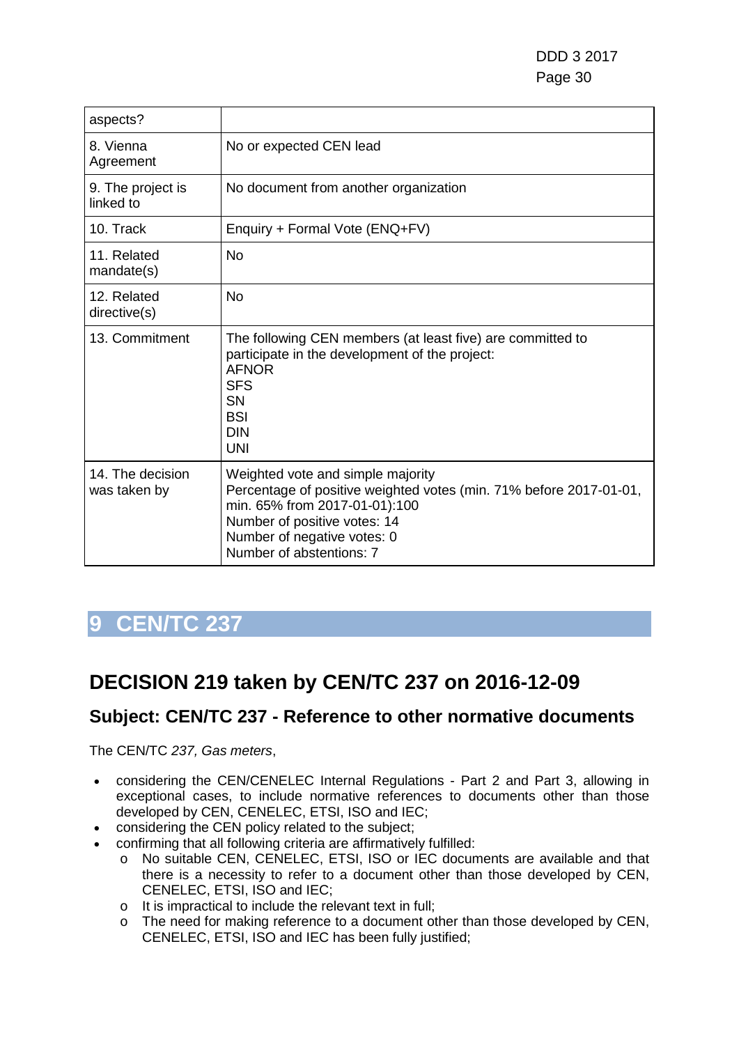| aspects? | |
|---|---|
| 8. Vienna Agreement | No or expected CEN lead |
| 9. The project is linked to | No document from another organization |
| 10. Track | Enquiry + Formal Vote (ENQ+FV) |
| 11. Related mandate(s) | No |
| 12. Related directive(s) | No |
| 13. Commitment | The following CEN members (at least five) are committed to participate in the development of the project:<br>AFNOR<br>SFS<br>SN<br>BSI<br>DIN<br>UNI |
| 14. The decision was taken by | Weighted vote and simple majority<br>Percentage of positive weighted votes (min. 71% before 2017-01-01, min. 65% from 2017-01-01):100<br>Number of positive votes: 14<br>Number of negative votes: 0<br>Number of abstentions: 7 |

# 9 CEN/TC 237

## DECISION 219 taken by CEN/TC 237 on 2016-12-09

### Subject: CEN/TC 237 - Reference to other normative documents

The CEN/TC *237, Gas meters*,

- considering the CEN/CENELEC Internal Regulations - Part 2 and Part 3, allowing in exceptional cases, to include normative references to documents other than those developed by CEN, CENELEC, ETSI, ISO and IEC;
- considering the CEN policy related to the subject;
- confirming that all following criteria are affirmatively fulfilled:
  - No suitable CEN, CENELEC, ETSI, ISO or IEC documents are available and that there is a necessity to refer to a document other than those developed by CEN, CENELEC, ETSI, ISO and IEC;
  - It is impractical to include the relevant text in full;
  - The need for making reference to a document other than those developed by CEN, CENELEC, ETSI, ISO and IEC has been fully justified;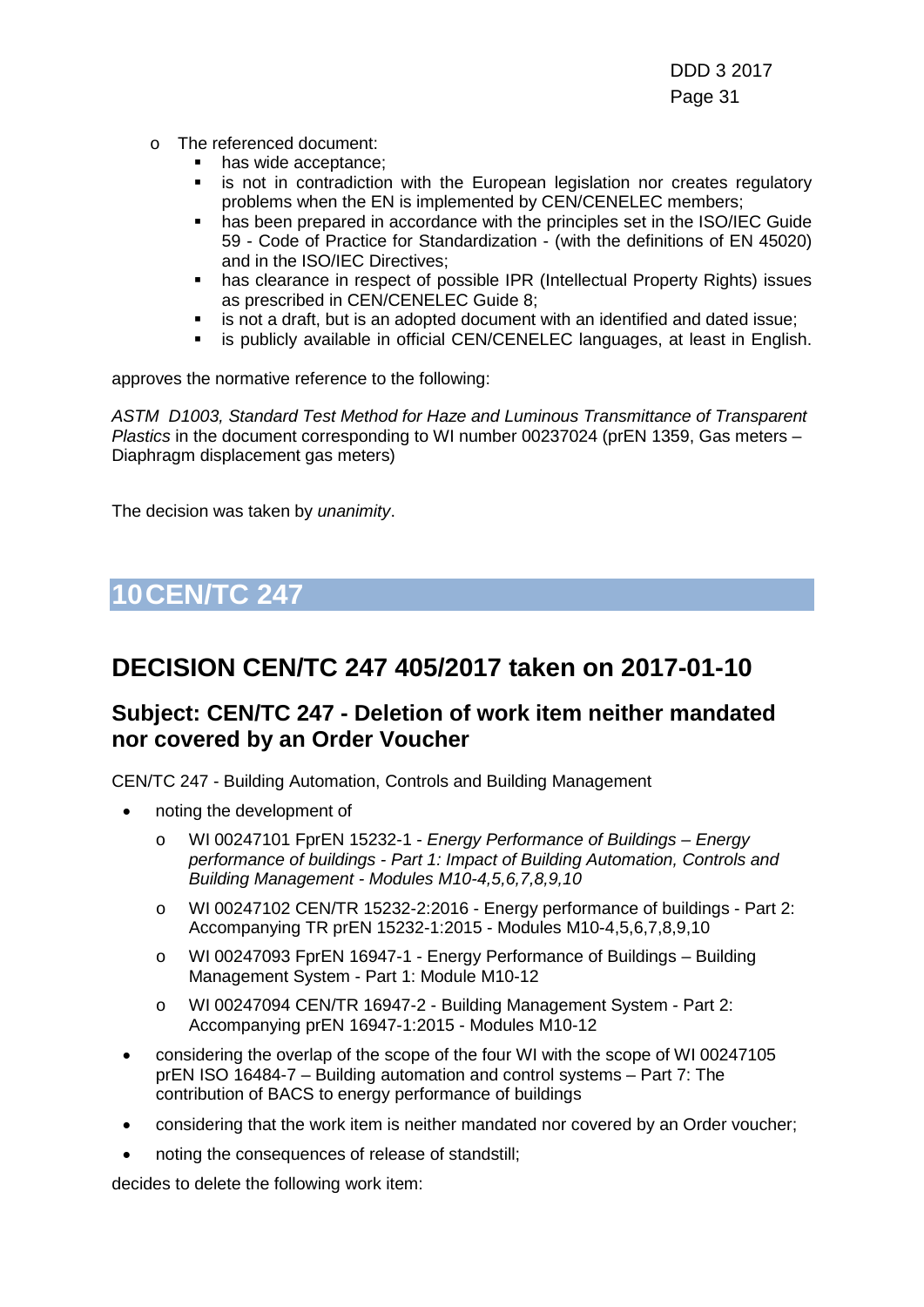- The referenced document:
    - has wide acceptance;
    - is not in contradiction with the European legislation nor creates regulatory problems when the EN is implemented by CEN/CENELEC members;
    - has been prepared in accordance with the principles set in the ISO/IEC Guide 59 - Code of Practice for Standardization - (with the definitions of EN 45020) and in the ISO/IEC Directives;
    - has clearance in respect of possible IPR (Intellectual Property Rights) issues as prescribed in CEN/CENELEC Guide 8;
    - is not a draft, but is an adopted document with an identified and dated issue;
    - is publicly available in official CEN/CENELEC languages, at least in English.

approves the normative reference to the following:

*ASTM D1003, Standard Test Method for Haze and Luminous Transmittance of Transparent Plastics* in the document corresponding to WI number 00237024 (prEN 1359, Gas meters – Diaphragm displacement gas meters)

The decision was taken by *unanimity*.

# 10 CEN/TC 247

## DECISION CEN/TC 247 405/2017 taken on 2017-01-10

### Subject: CEN/TC 247 - Deletion of work item neither mandated nor covered by an Order Voucher

CEN/TC 247 - Building Automation, Controls and Building Management

- noting the development of
    - WI 00247101 FprEN 15232-1 - *Energy Performance of Buildings – Energy performance of buildings - Part 1: Impact of Building Automation, Controls and Building Management - Modules M10-4,5,6,7,8,9,10*
    - WI 00247102 CEN/TR 15232-2:2016 - Energy performance of buildings - Part 2: Accompanying TR prEN 15232-1:2015 - Modules M10-4,5,6,7,8,9,10
    - WI 00247093 FprEN 16947-1 - Energy Performance of Buildings – Building Management System - Part 1: Module M10-12
    - WI 00247094 CEN/TR 16947-2 - Building Management System - Part 2: Accompanying prEN 16947-1:2015 - Modules M10-12
- considering the overlap of the scope of the four WI with the scope of WI 00247105 prEN ISO 16484-7 – Building automation and control systems – Part 7: The contribution of BACS to energy performance of buildings
- considering that the work item is neither mandated nor covered by an Order voucher;
- noting the consequences of release of standstill;

decides to delete the following work item: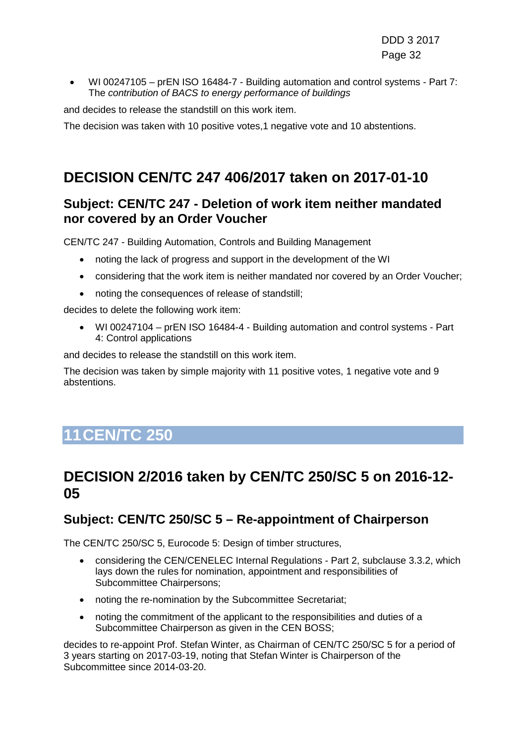- WI 00247105 – prEN ISO 16484-7 - Building automation and control systems - Part 7: The *contribution of BACS to energy performance of buildings*

and decides to release the standstill on this work item.

The decision was taken with 10 positive votes,1 negative vote and 10 abstentions.

## DECISION CEN/TC 247 406/2017 taken on 2017-01-10

### Subject: CEN/TC 247 - Deletion of work item neither mandated nor covered by an Order Voucher

CEN/TC 247 - Building Automation, Controls and Building Management

- noting the lack of progress and support in the development of the WI
- considering that the work item is neither mandated nor covered by an Order Voucher;
- noting the consequences of release of standstill;

decides to delete the following work item:

- WI 00247104 – prEN ISO 16484-4 - Building automation and control systems - Part 4: Control applications

and decides to release the standstill on this work item.

The decision was taken by simple majority with 11 positive votes, 1 negative vote and 9 abstentions.

# 11 CEN/TC 250

## DECISION 2/2016 taken by CEN/TC 250/SC 5 on 2016-12-05

### Subject: CEN/TC 250/SC 5 – Re-appointment of Chairperson

The CEN/TC 250/SC 5, Eurocode 5: Design of timber structures,

- considering the CEN/CENELEC Internal Regulations - Part 2, subclause 3.3.2, which lays down the rules for nomination, appointment and responsibilities of Subcommittee Chairpersons;
- noting the re-nomination by the Subcommittee Secretariat;
- noting the commitment of the applicant to the responsibilities and duties of a Subcommittee Chairperson as given in the CEN BOSS;

decides to re-appoint Prof. Stefan Winter, as Chairman of CEN/TC 250/SC 5 for a period of 3 years starting on 2017-03-19, noting that Stefan Winter is Chairperson of the Subcommittee since 2014-03-20.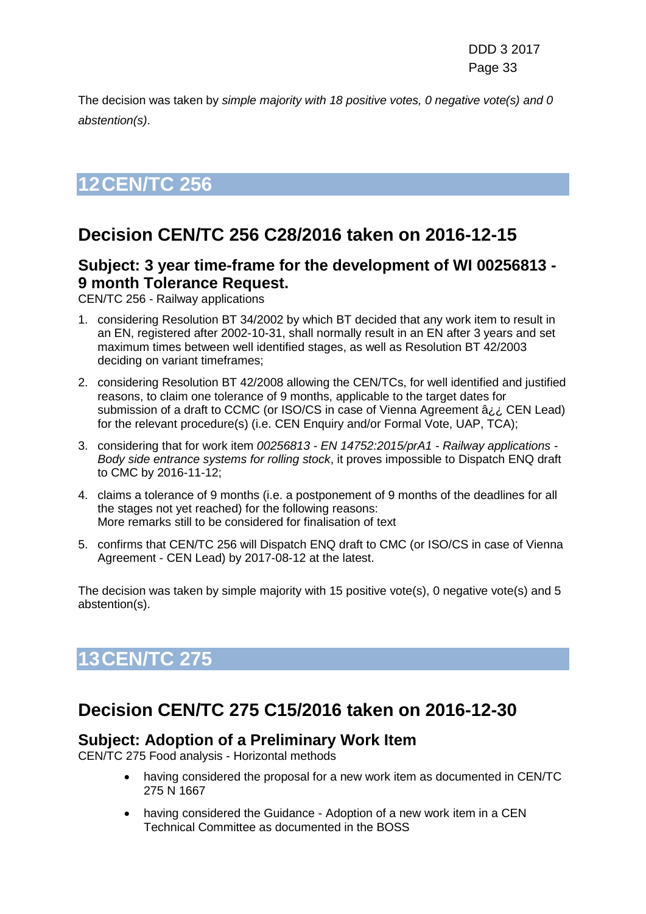The decision was taken by *simple majority with 18 positive votes, 0 negative vote(s) and 0 abstention(s)*.

# 12 CEN/TC 256

## Decision CEN/TC 256 C28/2016 taken on 2016-12-15

### Subject: 3 year time-frame for the development of WI 00256813 - 9 month Tolerance Request.

CEN/TC 256 - Railway applications

1. considering Resolution BT 34/2002 by which BT decided that any work item to result in an EN, registered after 2002-10-31, shall normally result in an EN after 3 years and set maximum times between well identified stages, as well as Resolution BT 42/2003 deciding on variant timeframes;
2. considering Resolution BT 42/2008 allowing the CEN/TCs, for well identified and justified reasons, to claim one tolerance of 9 months, applicable to the target dates for submission of a draft to CCMC (or ISO/CS in case of Vienna Agreement â¿¿ CEN Lead) for the relevant procedure(s) (i.e. CEN Enquiry and/or Formal Vote, UAP, TCA);
3. considering that for work item *00256813 - EN 14752:2015/prA1 - Railway applications - Body side entrance systems for rolling stock*, it proves impossible to Dispatch ENQ draft to CMC by 2016-11-12;
4. claims a tolerance of 9 months (i.e. a postponement of 9 months of the deadlines for all the stages not yet reached) for the following reasons:
   More remarks still to be considered for finalisation of text
5. confirms that CEN/TC 256 will Dispatch ENQ draft to CMC (or ISO/CS in case of Vienna Agreement - CEN Lead) by 2017-08-12 at the latest.

The decision was taken by simple majority with 15 positive vote(s), 0 negative vote(s) and 5 abstention(s).

# 13 CEN/TC 275

## Decision CEN/TC 275 C15/2016 taken on 2016-12-30

### Subject: Adoption of a Preliminary Work Item

CEN/TC 275 Food analysis - Horizontal methods

- having considered the proposal for a new work item as documented in CEN/TC 275 N 1667
- having considered the Guidance - Adoption of a new work item in a CEN Technical Committee as documented in the BOSS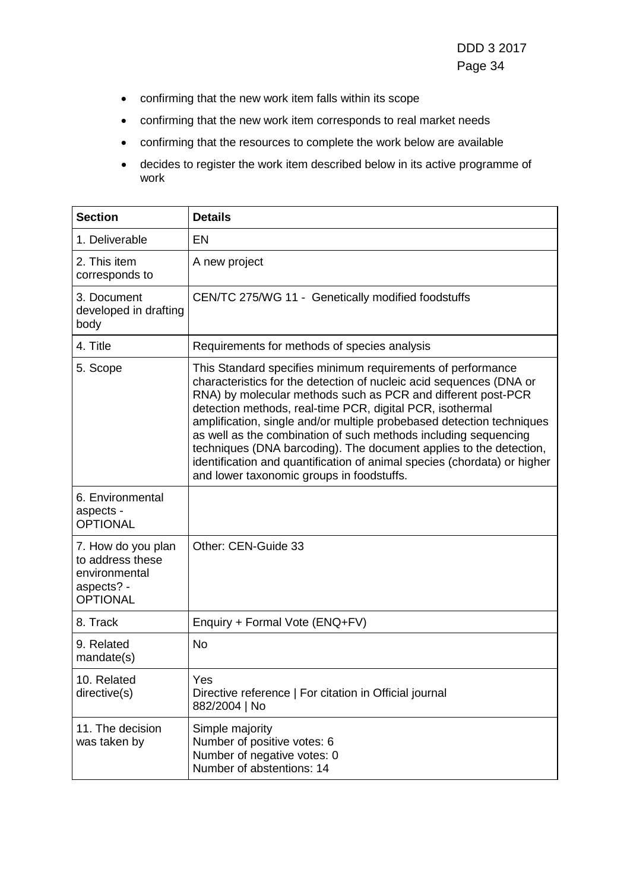- confirming that the new work item falls within its scope
- confirming that the new work item corresponds to real market needs
- confirming that the resources to complete the work below are available
- decides to register the work item described below in its active programme of work

| Section | Details |
| --- | --- |
| 1. Deliverable | EN |
| 2. This item corresponds to | A new project |
| 3. Document developed in drafting body | CEN/TC 275/WG 11 - Genetically modified foodstuffs |
| 4. Title | Requirements for methods of species analysis |
| 5. Scope | This Standard specifies minimum requirements of performance characteristics for the detection of nucleic acid sequences (DNA or RNA) by molecular methods such as PCR and different post-PCR detection methods, real-time PCR, digital PCR, isothermal amplification, single and/or multiple probebased detection techniques as well as the combination of such methods including sequencing techniques (DNA barcoding). The document applies to the detection, identification and quantification of animal species (chordata) or higher and lower taxonomic groups in foodstuffs. |
| 6. Environmental aspects - OPTIONAL | |
| 7. How do you plan to address these environmental aspects? - OPTIONAL | Other: CEN-Guide 33 |
| 8. Track | Enquiry + Formal Vote (ENQ+FV) |
| 9. Related mandate(s) | No |
| 10. Related directive(s) | Yes<br>Directive reference \| For citation in Official journal<br>882/2004 \| No |
| 11. The decision was taken by | Simple majority<br>Number of positive votes: 6<br>Number of negative votes: 0<br>Number of abstentions: 14 |